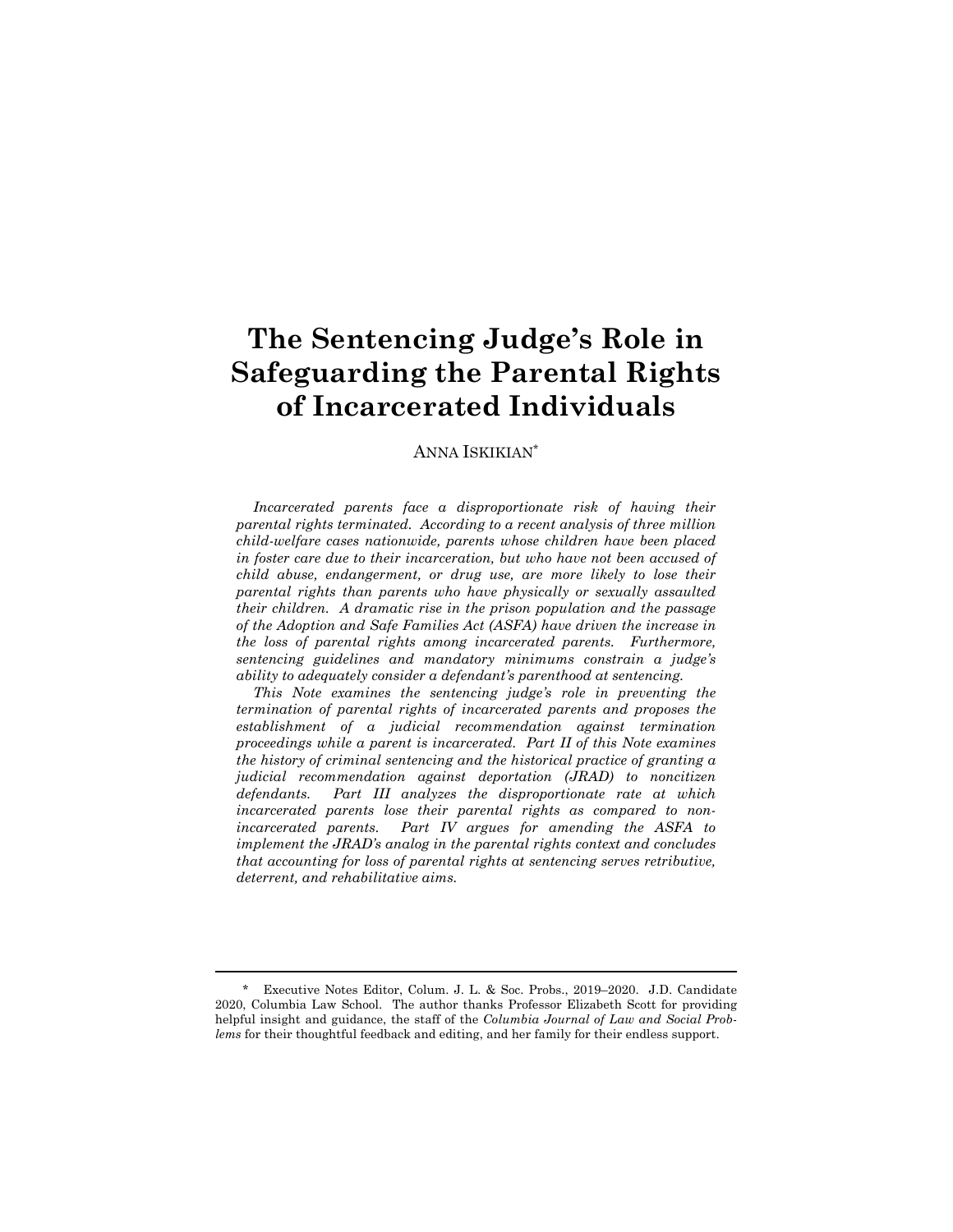# The Sentencing Judge's Role in Safeguarding the Parental Rights of Incarcerated Individuals

ANNA ISKIKIAN*

*Incarcerated parents face a disproportionate risk of having their parental rights terminated. According to a recent analysis of three million child-welfare cases nationwide, parents whose children have been placed in foster care due to their incarceration, but who have not been accused of child abuse, endangerment, or drug use, are more likely to lose their parental rights than parents who have physically or sexually assaulted their children. A dramatic rise in the prison population and the passage of the Adoption and Safe Families Act (ASFA) have driven the increase in the loss of parental rights among incarcerated parents. Furthermore, sentencing guidelines and mandatory minimums constrain a judge's ability to adequately consider a defendant's parenthood at sentencing.*

*This Note examines the sentencing judge's role in preventing the termination of parental rights of incarcerated parents and proposes the establishment of a judicial recommendation against termination proceedings while a parent is incarcerated. Part II of this Note examines the history of criminal sentencing and the historical practice of granting a judicial recommendation against deportation (JRAD) to noncitizen defendants. Part III analyzes the disproportionate rate at which incarcerated parents lose their parental rights as compared to non-incarcerated parents. Part IV argues for amending the ASFA to implement the JRAD's analog in the parental rights context and concludes that accounting for loss of parental rights at sentencing serves retributive, deterrent, and rehabilitative aims.*

---

\* Executive Notes Editor, Colum. J. L. & Soc. Probs., 2019–2020. J.D. Candidate 2020, Columbia Law School. The author thanks Professor Elizabeth Scott for providing helpful insight and guidance, the staff of the *Columbia Journal of Law and Social Problems* for their thoughtful feedback and editing, and her family for their endless support.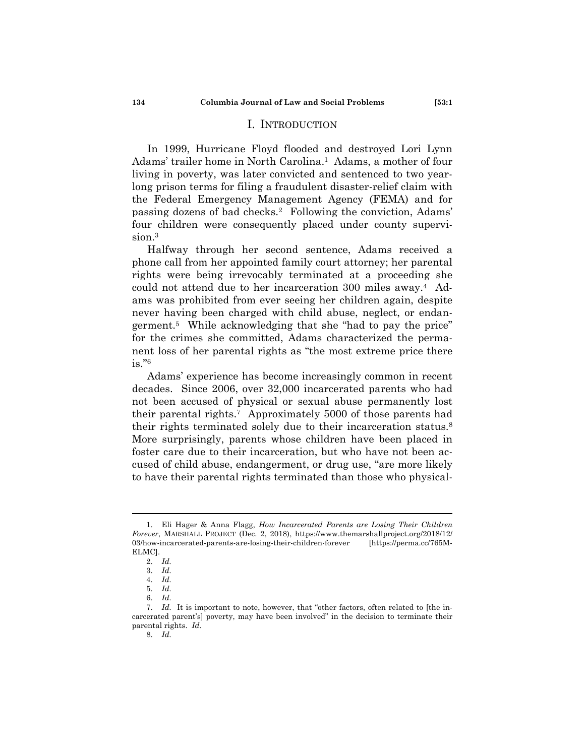## I. Introduction

In 1999, Hurricane Floyd flooded and destroyed Lori Lynn Adams' trailer home in North Carolina.[1] Adams, a mother of four living in poverty, was later convicted and sentenced to two year-long prison terms for filing a fraudulent disaster-relief claim with the Federal Emergency Management Agency (FEMA) and for passing dozens of bad checks.[2] Following the conviction, Adams' four children were consequently placed under county supervision.[3]

Halfway through her second sentence, Adams received a phone call from her appointed family court attorney; her parental rights were being irrevocably terminated at a proceeding she could not attend due to her incarceration 300 miles away.[4] Adams was prohibited from ever seeing her children again, despite never having been charged with child abuse, neglect, or endangerment.[5] While acknowledging that she "had to pay the price" for the crimes she committed, Adams characterized the permanent loss of her parental rights as "the most extreme price there is."[6]

Adams' experience has become increasingly common in recent decades. Since 2006, over 32,000 incarcerated parents who had not been accused of physical or sexual abuse permanently lost their parental rights.[7] Approximately 5000 of those parents had their rights terminated solely due to their incarceration status.[8] More surprisingly, parents whose children have been placed in foster care due to their incarceration, but who have not been accused of child abuse, endangerment, or drug use, "are more likely to have their parental rights terminated than those who physical-

---

1. Eli Hager & Anna Flagg, *How Incarcerated Parents are Losing Their Children Forever*, MARSHALL PROJECT (Dec. 2, 2018), https://www.themarshallproject.org/2018/12/03/how-incarcerated-parents-are-losing-their-children-forever [https://perma.cc/765M-ELMC].

2. *Id.*

3. *Id.*

4. *Id.*

5. *Id.*

6. *Id.*

7. *Id.* It is important to note, however, that "other factors, often related to [the incarcerated parent's] poverty, may have been involved" in the decision to terminate their parental rights. *Id.*

8. *Id.*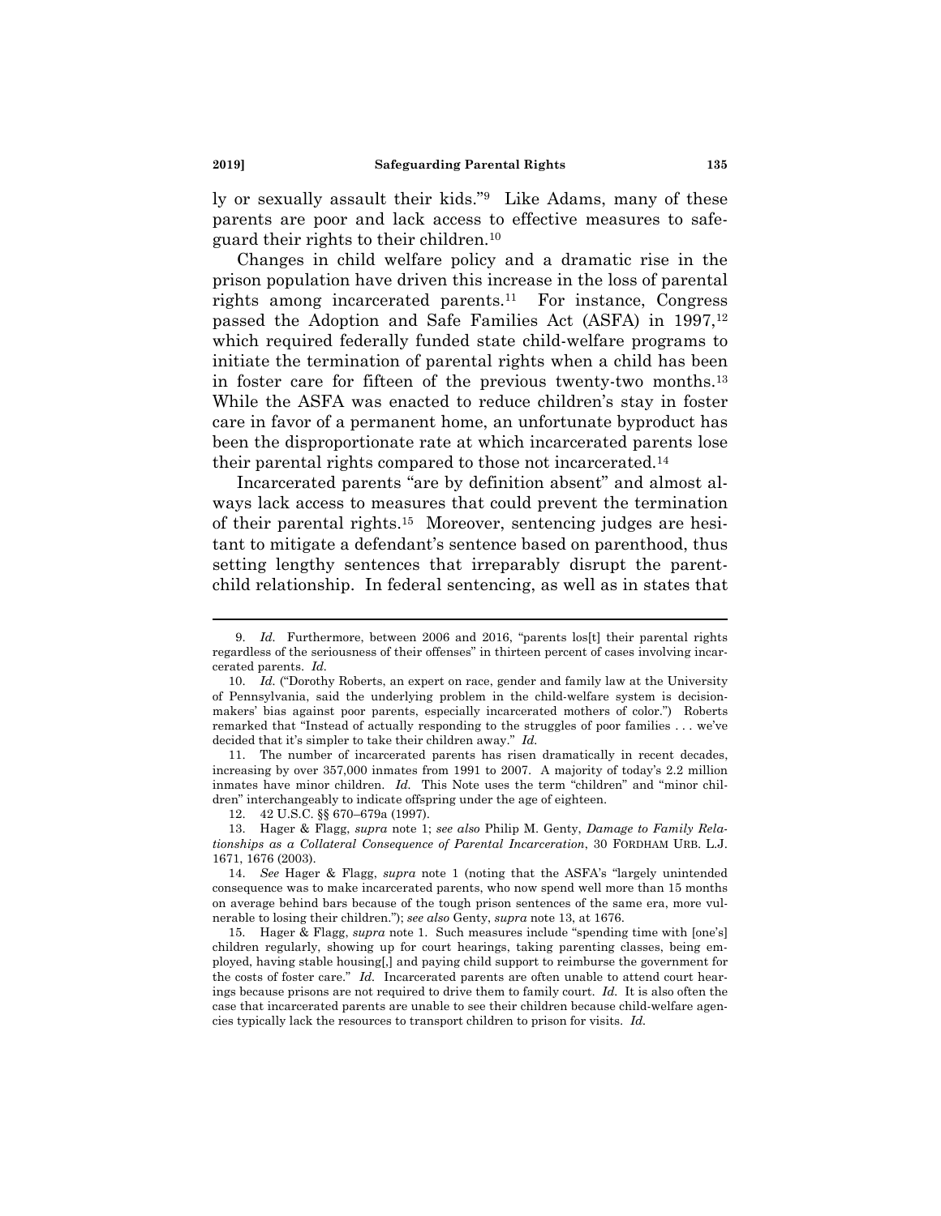ly or sexually assault their kids."[9] Like Adams, many of these parents are poor and lack access to effective measures to safeguard their rights to their children.[10]

Changes in child welfare policy and a dramatic rise in the prison population have driven this increase in the loss of parental rights among incarcerated parents.[11] For instance, Congress passed the Adoption and Safe Families Act (ASFA) in 1997,[12] which required federally funded state child-welfare programs to initiate the termination of parental rights when a child has been in foster care for fifteen of the previous twenty-two months.[13] While the ASFA was enacted to reduce children's stay in foster care in favor of a permanent home, an unfortunate byproduct has been the disproportionate rate at which incarcerated parents lose their parental rights compared to those not incarcerated.[14]

Incarcerated parents "are by definition absent" and almost always lack access to measures that could prevent the termination of their parental rights.[15] Moreover, sentencing judges are hesitant to mitigate a defendant's sentence based on parenthood, thus setting lengthy sentences that irreparably disrupt the parent-child relationship. In federal sentencing, as well as in states that

---

9. *Id.* Furthermore, between 2006 and 2016, "parents los[t] their parental rights regardless of the seriousness of their offenses" in thirteen percent of cases involving incarcerated parents. *Id.*

10. *Id.* ("Dorothy Roberts, an expert on race, gender and family law at the University of Pennsylvania, said the underlying problem in the child-welfare system is decision-makers' bias against poor parents, especially incarcerated mothers of color.") Roberts remarked that "Instead of actually responding to the struggles of poor families . . . we've decided that it's simpler to take their children away." *Id.*

11. The number of incarcerated parents has risen dramatically in recent decades, increasing by over 357,000 inmates from 1991 to 2007. A majority of today's 2.2 million inmates have minor children. *Id.* This Note uses the term "children" and "minor children" interchangeably to indicate offspring under the age of eighteen.

12. 42 U.S.C. §§ 670–679a (1997).

13. Hager & Flagg, *supra* note 1; *see also* Philip M. Genty, *Damage to Family Relationships as a Collateral Consequence of Parental Incarceration*, 30 FORDHAM URB. L.J. 1671, 1676 (2003).

14. *See* Hager & Flagg, *supra* note 1 (noting that the ASFA's "largely unintended consequence was to make incarcerated parents, who now spend well more than 15 months on average behind bars because of the tough prison sentences of the same era, more vulnerable to losing their children."); *see also* Genty, *supra* note 13, at 1676.

15. Hager & Flagg, *supra* note 1. Such measures include "spending time with [one's] children regularly, showing up for court hearings, taking parenting classes, being employed, having stable housing[,] and paying child support to reimburse the government for the costs of foster care." *Id.* Incarcerated parents are often unable to attend court hearings because prisons are not required to drive them to family court. *Id.* It is also often the case that incarcerated parents are unable to see their children because child-welfare agencies typically lack the resources to transport children to prison for visits. *Id.*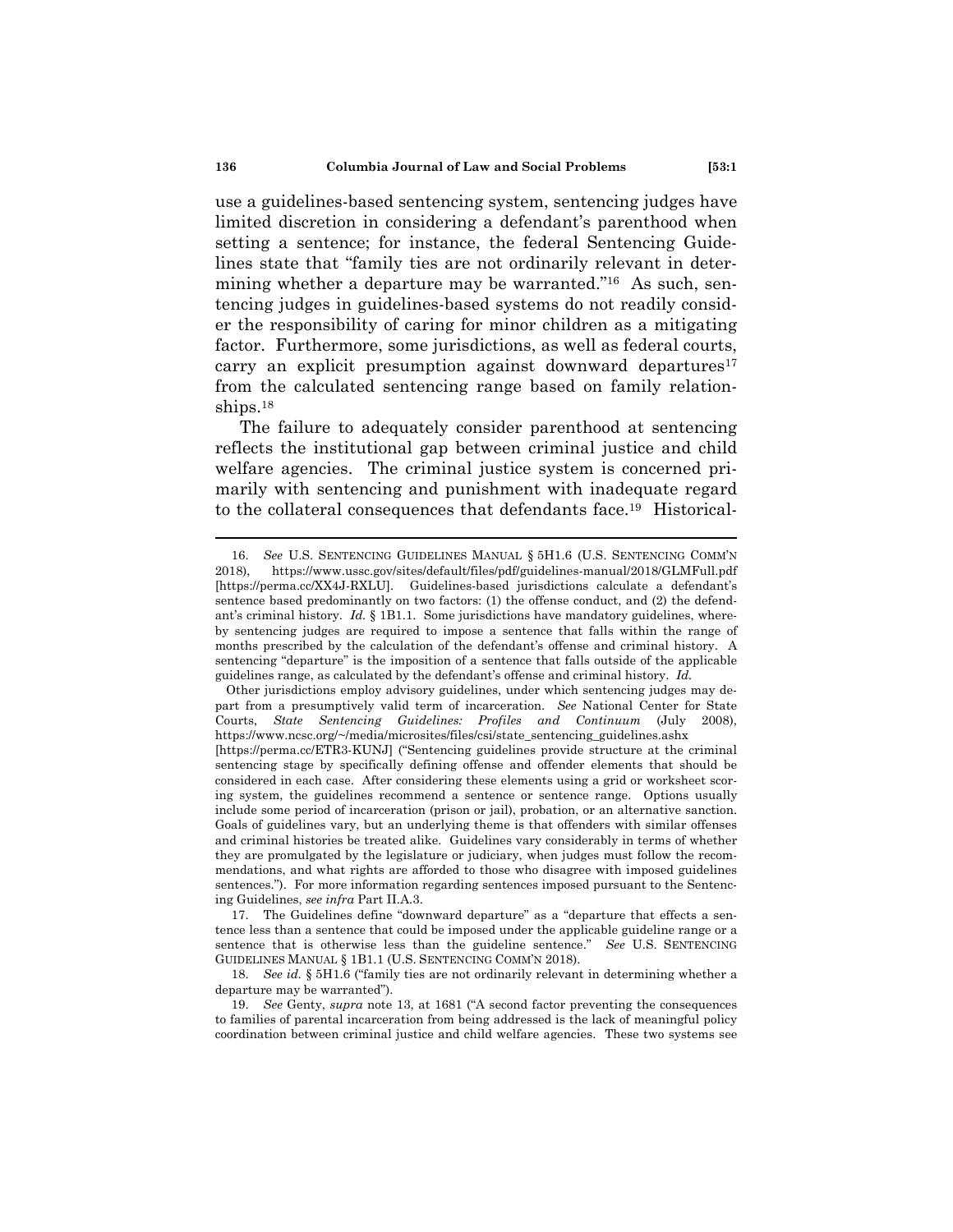use a guidelines-based sentencing system, sentencing judges have limited discretion in considering a defendant's parenthood when setting a sentence; for instance, the federal Sentencing Guidelines state that "family ties are not ordinarily relevant in determining whether a departure may be warranted."[16] As such, sentencing judges in guidelines-based systems do not readily consider the responsibility of caring for minor children as a mitigating factor. Furthermore, some jurisdictions, as well as federal courts, carry an explicit presumption against downward departures[17] from the calculated sentencing range based on family relationships.[18]

The failure to adequately consider parenthood at sentencing reflects the institutional gap between criminal justice and child welfare agencies. The criminal justice system is concerned primarily with sentencing and punishment with inadequate regard to the collateral consequences that defendants face.[19] Historical-

---

16. *See* U.S. SENTENCING GUIDELINES MANUAL § 5H1.6 (U.S. SENTENCING COMM'N 2018), https://www.ussc.gov/sites/default/files/pdf/guidelines-manual/2018/GLMFull.pdf [https://perma.cc/XX4J-RXLU]. Guidelines-based jurisdictions calculate a defendant's sentence based predominantly on two factors: (1) the offense conduct, and (2) the defendant's criminal history. *Id.* § 1B1.1. Some jurisdictions have mandatory guidelines, whereby sentencing judges are required to impose a sentence that falls within the range of months prescribed by the calculation of the defendant's offense and criminal history. A sentencing "departure" is the imposition of a sentence that falls outside of the applicable guidelines range, as calculated by the defendant's offense and criminal history. *Id.*

Other jurisdictions employ advisory guidelines, under which sentencing judges may depart from a presumptively valid term of incarceration. *See* National Center for State Courts, *State Sentencing Guidelines: Profiles and Continuum* (July 2008), https://www.ncsc.org/~/media/microsites/files/csi/state_sentencing_guidelines.ashx [https://perma.cc/ETR3-KUNJ] ("Sentencing guidelines provide structure at the criminal sentencing stage by specifically defining offense and offender elements that should be considered in each case. After considering these elements using a grid or worksheet scoring system, the guidelines recommend a sentence or sentence range. Options usually include some period of incarceration (prison or jail), probation, or an alternative sanction. Goals of guidelines vary, but an underlying theme is that offenders with similar offenses and criminal histories be treated alike. Guidelines vary considerably in terms of whether they are promulgated by the legislature or judiciary, when judges must follow the recommendations, and what rights are afforded to those who disagree with imposed guidelines sentences."). For more information regarding sentences imposed pursuant to the Sentencing Guidelines, *see infra* Part II.A.3.

17. The Guidelines define "downward departure" as a "departure that effects a sentence less than a sentence that could be imposed under the applicable guideline range or a sentence that is otherwise less than the guideline sentence." *See* U.S. SENTENCING GUIDELINES MANUAL § 1B1.1 (U.S. SENTENCING COMM'N 2018).

18. *See id.* § 5H1.6 ("family ties are not ordinarily relevant in determining whether a departure may be warranted").

19. *See* Genty, *supra* note 13, at 1681 ("A second factor preventing the consequences to families of parental incarceration from being addressed is the lack of meaningful policy coordination between criminal justice and child welfare agencies. These two systems see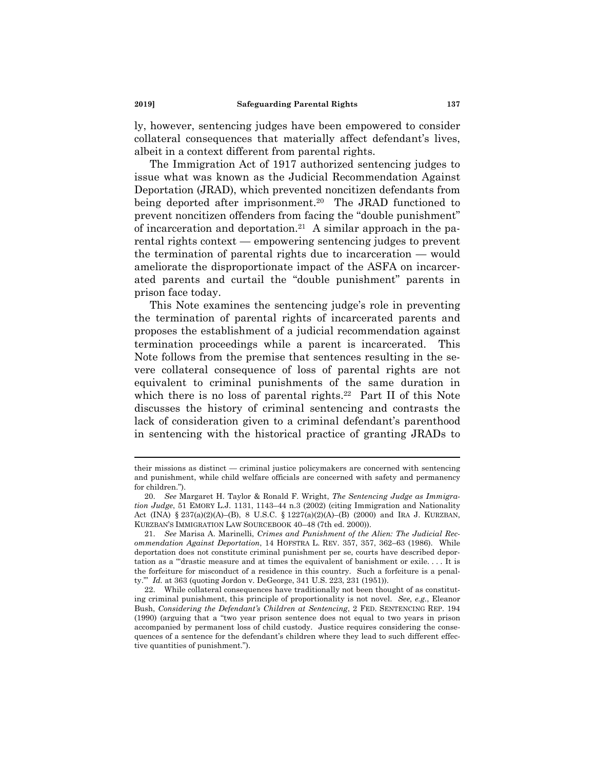ly, however, sentencing judges have been empowered to consider collateral consequences that materially affect defendant's lives, albeit in a context different from parental rights.

The Immigration Act of 1917 authorized sentencing judges to issue what was known as the Judicial Recommendation Against Deportation (JRAD), which prevented noncitizen defendants from being deported after imprisonment.[20] The JRAD functioned to prevent noncitizen offenders from facing the "double punishment" of incarceration and deportation.[21] A similar approach in the parental rights context — empowering sentencing judges to prevent the termination of parental rights due to incarceration — would ameliorate the disproportionate impact of the ASFA on incarcerated parents and curtail the "double punishment" parents in prison face today.

This Note examines the sentencing judge's role in preventing the termination of parental rights of incarcerated parents and proposes the establishment of a judicial recommendation against termination proceedings while a parent is incarcerated. This Note follows from the premise that sentences resulting in the severe collateral consequence of loss of parental rights are not equivalent to criminal punishments of the same duration in which there is no loss of parental rights.[22] Part II of this Note discusses the history of criminal sentencing and contrasts the lack of consideration given to a criminal defendant's parenthood in sentencing with the historical practice of granting JRADs to

---

their missions as distinct — criminal justice policymakers are concerned with sentencing and punishment, while child welfare officials are concerned with safety and permanency for children.").

20. *See* Margaret H. Taylor & Ronald F. Wright, *The Sentencing Judge as Immigration Judge*, 51 EMORY L.J. 1131, 1143–44 n.3 (2002) (citing Immigration and Nationality Act (INA) § 237(a)(2)(A)–(B), 8 U.S.C. § 1227(a)(2)(A)–(B) (2000) and IRA J. KURZBAN, KURZBAN'S IMMIGRATION LAW SOURCEBOOK 40–48 (7th ed. 2000)).

21. *See* Marisa A. Marinelli, *Crimes and Punishment of the Alien: The Judicial Recommendation Against Deportation*, 14 HOFSTRA L. REV. 357, 357, 362–63 (1986). While deportation does not constitute criminal punishment per se, courts have described deportation as a "'drastic measure and at times the equivalent of banishment or exile. . . . It is the forfeiture for misconduct of a residence in this country. Such a forfeiture is a penalty.'" *Id.* at 363 (quoting Jordon v. DeGeorge, 341 U.S. 223, 231 (1951)).

22. While collateral consequences have traditionally not been thought of as constituting criminal punishment, this principle of proportionality is not novel. *See, e.g.*, Eleanor Bush, *Considering the Defendant's Children at Sentencing*, 2 FED. SENTENCING REP. 194 (1990) (arguing that a "two year prison sentence does not equal to two years in prison accompanied by permanent loss of child custody. Justice requires considering the consequences of a sentence for the defendant's children where they lead to such different effective quantities of punishment.").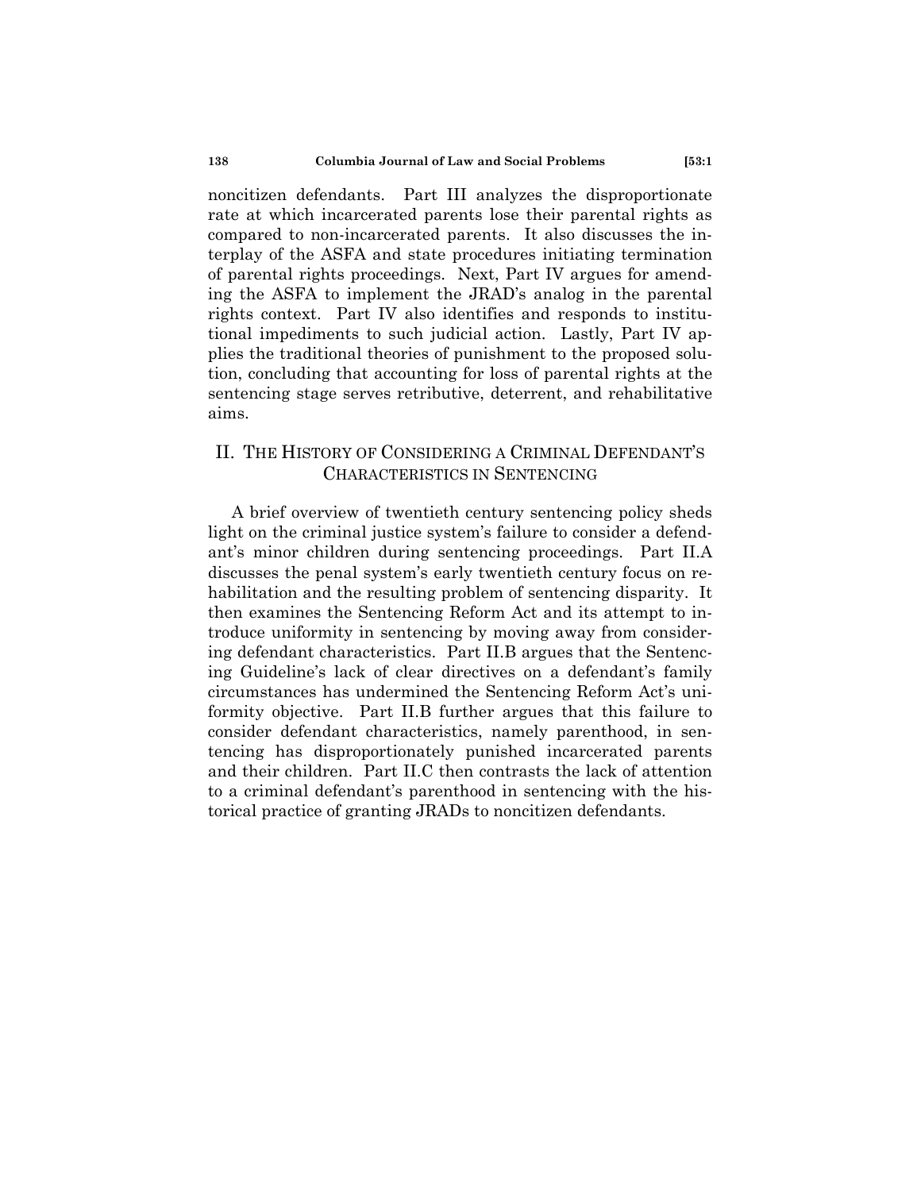noncitizen defendants. Part III analyzes the disproportionate rate at which incarcerated parents lose their parental rights as compared to non-incarcerated parents. It also discusses the interplay of the ASFA and state procedures initiating termination of parental rights proceedings. Next, Part IV argues for amending the ASFA to implement the JRAD's analog in the parental rights context. Part IV also identifies and responds to institutional impediments to such judicial action. Lastly, Part IV applies the traditional theories of punishment to the proposed solution, concluding that accounting for loss of parental rights at the sentencing stage serves retributive, deterrent, and rehabilitative aims.

## II. THE HISTORY OF CONSIDERING A CRIMINAL DEFENDANT'S CHARACTERISTICS IN SENTENCING

A brief overview of twentieth century sentencing policy sheds light on the criminal justice system's failure to consider a defendant's minor children during sentencing proceedings. Part II.A discusses the penal system's early twentieth century focus on rehabilitation and the resulting problem of sentencing disparity. It then examines the Sentencing Reform Act and its attempt to introduce uniformity in sentencing by moving away from considering defendant characteristics. Part II.B argues that the Sentencing Guideline's lack of clear directives on a defendant's family circumstances has undermined the Sentencing Reform Act's uniformity objective. Part II.B further argues that this failure to consider defendant characteristics, namely parenthood, in sentencing has disproportionately punished incarcerated parents and their children. Part II.C then contrasts the lack of attention to a criminal defendant's parenthood in sentencing with the historical practice of granting JRADs to noncitizen defendants.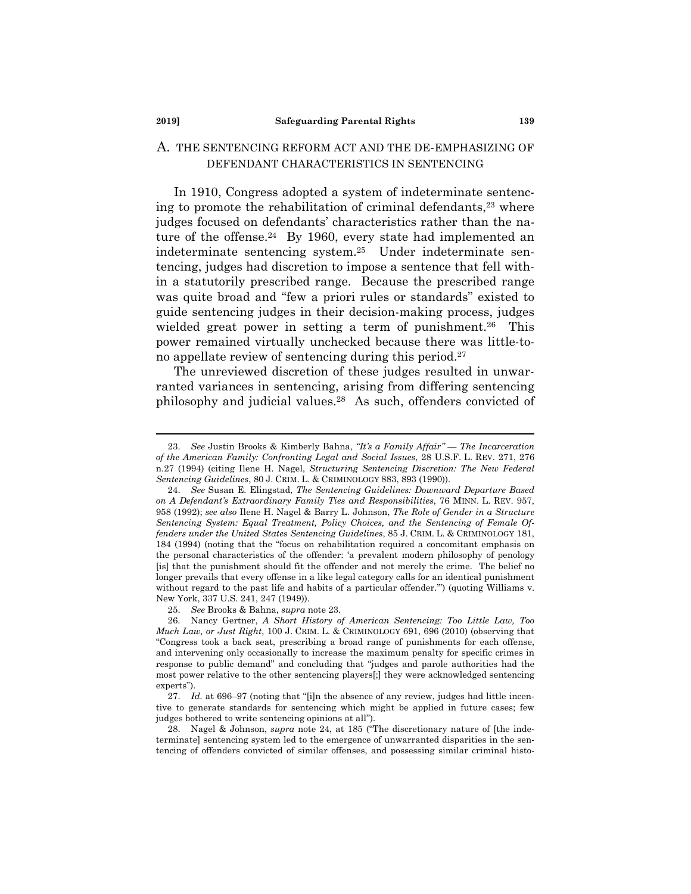## A. THE SENTENCING REFORM ACT AND THE DE-EMPHASIZING OF DEFENDANT CHARACTERISTICS IN SENTENCING

In 1910, Congress adopted a system of indeterminate sentencing to promote the rehabilitation of criminal defendants,[23] where judges focused on defendants' characteristics rather than the nature of the offense.[24] By 1960, every state had implemented an indeterminate sentencing system.[25] Under indeterminate sentencing, judges had discretion to impose a sentence that fell within a statutorily prescribed range. Because the prescribed range was quite broad and "few a priori rules or standards" existed to guide sentencing judges in their decision-making process, judges wielded great power in setting a term of punishment.[26] This power remained virtually unchecked because there was little-to-no appellate review of sentencing during this period.[27]

The unreviewed discretion of these judges resulted in unwarranted variances in sentencing, arising from differing sentencing philosophy and judicial values.[28] As such, offenders convicted of

---

23. *See* Justin Brooks & Kimberly Bahna, *"It's a Family Affair" — The Incarceration of the American Family: Confronting Legal and Social Issues*, 28 U.S.F. L. REV. 271, 276 n.27 (1994) (citing Ilene H. Nagel, *Structuring Sentencing Discretion: The New Federal Sentencing Guidelines*, 80 J. CRIM. L. & CRIMINOLOGY 883, 893 (1990)).

24. *See* Susan E. Elingstad, *The Sentencing Guidelines: Downward Departure Based on A Defendant's Extraordinary Family Ties and Responsibilities*, 76 MINN. L. REV. 957, 958 (1992); *see also* Ilene H. Nagel & Barry L. Johnson, *The Role of Gender in a Structure Sentencing System: Equal Treatment, Policy Choices, and the Sentencing of Female Offenders under the United States Sentencing Guidelines*, 85 J. CRIM. L. & CRIMINOLOGY 181, 184 (1994) (noting that the "focus on rehabilitation required a concomitant emphasis on the personal characteristics of the offender: 'a prevalent modern philosophy of penology [is] that the punishment should fit the offender and not merely the crime. The belief no longer prevails that every offense in a like legal category calls for an identical punishment without regard to the past life and habits of a particular offender.'") (quoting Williams v. New York, 337 U.S. 241, 247 (1949)).

25. *See* Brooks & Bahna, *supra* note 23.

26. Nancy Gertner, *A Short History of American Sentencing: Too Little Law, Too Much Law, or Just Right*, 100 J. CRIM. L. & CRIMINOLOGY 691, 696 (2010) (observing that "Congress took a back seat, prescribing a broad range of punishments for each offense, and intervening only occasionally to increase the maximum penalty for specific crimes in response to public demand" and concluding that "judges and parole authorities had the most power relative to the other sentencing players[;] they were acknowledged sentencing experts").

27. *Id.* at 696–97 (noting that "[i]n the absence of any review, judges had little incentive to generate standards for sentencing which might be applied in future cases; few judges bothered to write sentencing opinions at all").

28. Nagel & Johnson, *supra* note 24, at 185 ("The discretionary nature of [the indeterminate] sentencing system led to the emergence of unwarranted disparities in the sentencing of offenders convicted of similar offenses, and possessing similar criminal histo-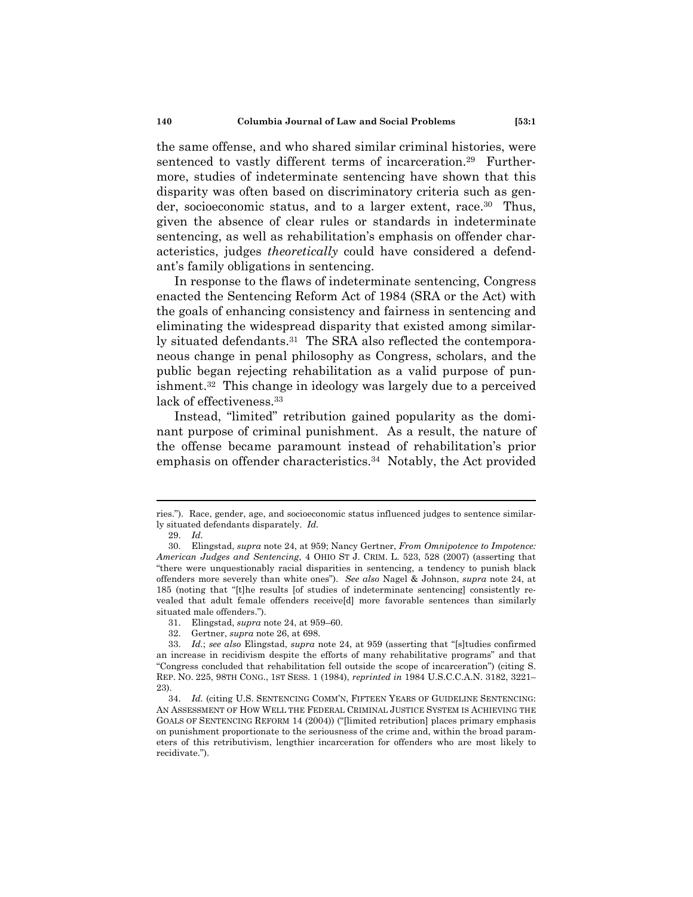the same offense, and who shared similar criminal histories, were sentenced to vastly different terms of incarceration.[29] Furthermore, studies of indeterminate sentencing have shown that this disparity was often based on discriminatory criteria such as gender, socioeconomic status, and to a larger extent, race.[30] Thus, given the absence of clear rules or standards in indeterminate sentencing, as well as rehabilitation's emphasis on offender characteristics, judges *theoretically* could have considered a defendant's family obligations in sentencing.

In response to the flaws of indeterminate sentencing, Congress enacted the Sentencing Reform Act of 1984 (SRA or the Act) with the goals of enhancing consistency and fairness in sentencing and eliminating the widespread disparity that existed among similarly situated defendants.[31] The SRA also reflected the contemporaneous change in penal philosophy as Congress, scholars, and the public began rejecting rehabilitation as a valid purpose of punishment.[32] This change in ideology was largely due to a perceived lack of effectiveness.[33]

Instead, "limited" retribution gained popularity as the dominant purpose of criminal punishment. As a result, the nature of the offense became paramount instead of rehabilitation's prior emphasis on offender characteristics.[34] Notably, the Act provided

---

ries."). Race, gender, age, and socioeconomic status influenced judges to sentence similarly situated defendants disparately. *Id.*

29. *Id.*

30. Elingstad, *supra* note 24, at 959; Nancy Gertner, *From Omnipotence to Impotence: American Judges and Sentencing*, 4 OHIO ST J. CRIM. L. 523, 528 (2007) (asserting that "there were unquestionably racial disparities in sentencing, a tendency to punish black offenders more severely than white ones"). *See also* Nagel & Johnson, *supra* note 24, at 185 (noting that "[t]he results [of studies of indeterminate sentencing] consistently revealed that adult female offenders receive[d] more favorable sentences than similarly situated male offenders.").

31. Elingstad, *supra* note 24, at 959–60.

32. Gertner, *supra* note 26, at 698.

33. *Id.*; *see also* Elingstad, *supra* note 24, at 959 (asserting that "[s]tudies confirmed an increase in recidivism despite the efforts of many rehabilitative programs" and that "Congress concluded that rehabilitation fell outside the scope of incarceration") (citing S. REP. NO. 225, 98TH CONG., 1ST SESS. 1 (1984), *reprinted in* 1984 U.S.C.C.A.N. 3182, 3221–23).

34. *Id.* (citing U.S. SENTENCING COMM'N, FIFTEEN YEARS OF GUIDELINE SENTENCING: AN ASSESSMENT OF HOW WELL THE FEDERAL CRIMINAL JUSTICE SYSTEM IS ACHIEVING THE GOALS OF SENTENCING REFORM 14 (2004)) ("[limited retribution] places primary emphasis on punishment proportionate to the seriousness of the crime and, within the broad parameters of this retributivism, lengthier incarceration for offenders who are most likely to recidivate.").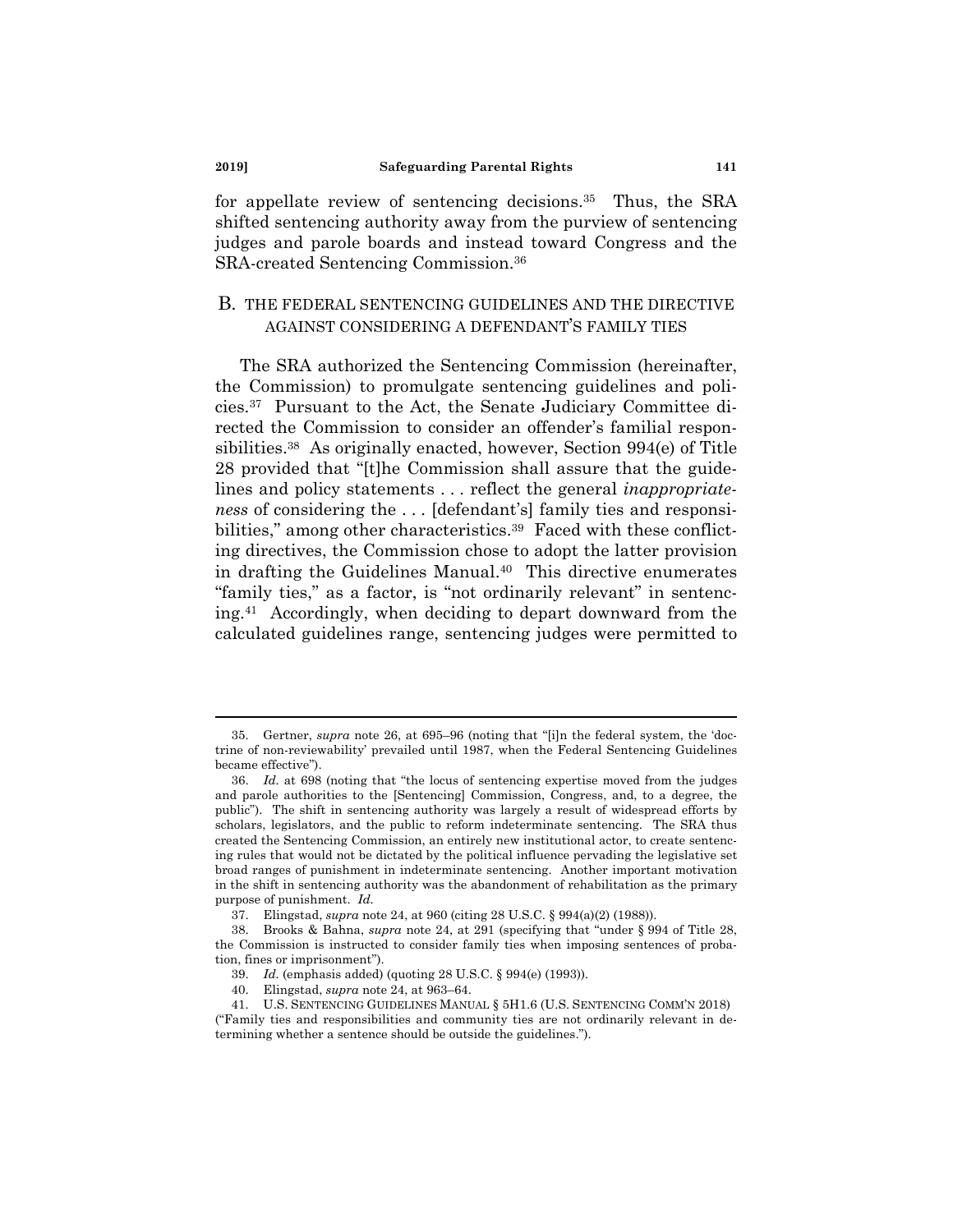for appellate review of sentencing decisions.[35] Thus, the SRA shifted sentencing authority away from the purview of sentencing judges and parole boards and instead toward Congress and the SRA-created Sentencing Commission.[36]

## B. THE FEDERAL SENTENCING GUIDELINES AND THE DIRECTIVE AGAINST CONSIDERING A DEFENDANT'S FAMILY TIES

The SRA authorized the Sentencing Commission (hereinafter, the Commission) to promulgate sentencing guidelines and policies.[37] Pursuant to the Act, the Senate Judiciary Committee directed the Commission to consider an offender's familial responsibilities.[38] As originally enacted, however, Section 994(e) of Title 28 provided that "[t]he Commission shall assure that the guidelines and policy statements . . . reflect the general *inappropriateness* of considering the . . . [defendant's] family ties and responsibilities," among other characteristics.[39] Faced with these conflicting directives, the Commission chose to adopt the latter provision in drafting the Guidelines Manual.[40] This directive enumerates "family ties," as a factor, is "not ordinarily relevant" in sentencing.[41] Accordingly, when deciding to depart downward from the calculated guidelines range, sentencing judges were permitted to

---

35. Gertner, *supra* note 26, at 695–96 (noting that "[i]n the federal system, the 'doctrine of non-reviewability' prevailed until 1987, when the Federal Sentencing Guidelines became effective").

36. *Id.* at 698 (noting that "the locus of sentencing expertise moved from the judges and parole authorities to the [Sentencing] Commission, Congress, and, to a degree, the public"). The shift in sentencing authority was largely a result of widespread efforts by scholars, legislators, and the public to reform indeterminate sentencing. The SRA thus created the Sentencing Commission, an entirely new institutional actor, to create sentencing rules that would not be dictated by the political influence pervading the legislative set broad ranges of punishment in indeterminate sentencing. Another important motivation in the shift in sentencing authority was the abandonment of rehabilitation as the primary purpose of punishment. *Id.*

37. Elingstad, *supra* note 24, at 960 (citing 28 U.S.C. § 994(a)(2) (1988)).

38. Brooks & Bahna, *supra* note 24, at 291 (specifying that "under § 994 of Title 28, the Commission is instructed to consider family ties when imposing sentences of probation, fines or imprisonment").

39. *Id.* (emphasis added) (quoting 28 U.S.C. § 994(e) (1993)).

40. Elingstad, *supra* note 24, at 963–64.

41. U.S. SENTENCING GUIDELINES MANUAL § 5H1.6 (U.S. SENTENCING COMM'N 2018) ("Family ties and responsibilities and community ties are not ordinarily relevant in determining whether a sentence should be outside the guidelines.").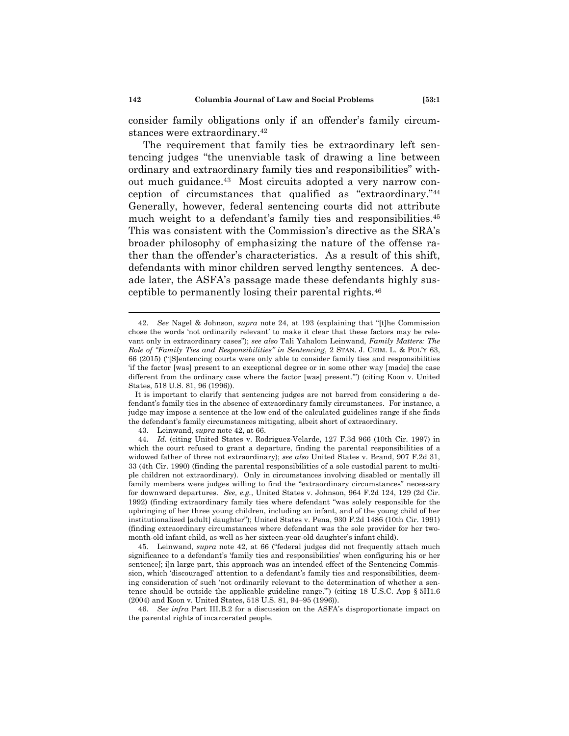consider family obligations only if an offender's family circumstances were extraordinary.[42]

The requirement that family ties be extraordinary left sentencing judges "the unenviable task of drawing a line between ordinary and extraordinary family ties and responsibilities" without much guidance.[43] Most circuits adopted a very narrow conception of circumstances that qualified as "extraordinary."[44] Generally, however, federal sentencing courts did not attribute much weight to a defendant's family ties and responsibilities.[45] This was consistent with the Commission's directive as the SRA's broader philosophy of emphasizing the nature of the offense rather than the offender's characteristics. As a result of this shift, defendants with minor children served lengthy sentences. A decade later, the ASFA's passage made these defendants highly susceptible to permanently losing their parental rights.[46]

---

42. *See* Nagel & Johnson, *supra* note 24, at 193 (explaining that "[t]he Commission chose the words 'not ordinarily relevant' to make it clear that these factors may be relevant only in extraordinary cases"); *see also* Tali Yahalom Leinwand, *Family Matters: The Role of "Family Ties and Responsibilities" in Sentencing*, 2 STAN. J. CRIM. L. & POL'Y 63, 66 (2015) ("[S]entencing courts were only able to consider family ties and responsibilities 'if the factor [was] present to an exceptional degree or in some other way [made] the case different from the ordinary case where the factor [was] present.'") (citing Koon v. United States, 518 U.S. 81, 96 (1996)).

It is important to clarify that sentencing judges are not barred from considering a defendant's family ties in the absence of extraordinary family circumstances. For instance, a judge may impose a sentence at the low end of the calculated guidelines range if she finds the defendant's family circumstances mitigating, albeit short of extraordinary.

43. Leinwand, *supra* note 42, at 66.

44. *Id.* (citing United States v. Rodriguez-Velarde, 127 F.3d 966 (10th Cir. 1997) in which the court refused to grant a departure, finding the parental responsibilities of a widowed father of three not extraordinary); *see also* United States v. Brand, 907 F.2d 31, 33 (4th Cir. 1990) (finding the parental responsibilities of a sole custodial parent to multiple children not extraordinary). Only in circumstances involving disabled or mentally ill family members were judges willing to find the "extraordinary circumstances" necessary for downward departures. *See, e.g.*, United States v. Johnson, 964 F.2d 124, 129 (2d Cir. 1992) (finding extraordinary family ties where defendant "was solely responsible for the upbringing of her three young children, including an infant, and of the young child of her institutionalized [adult] daughter"); United States v. Pena, 930 F.2d 1486 (10th Cir. 1991) (finding extraordinary circumstances where defendant was the sole provider for her two-month-old infant child, as well as her sixteen-year-old daughter's infant child).

45. Leinwand, *supra* note 42, at 66 ("federal judges did not frequently attach much significance to a defendant's 'family ties and responsibilities' when configuring his or her sentence[; i]n large part, this approach was an intended effect of the Sentencing Commission, which 'discouraged' attention to a defendant's family ties and responsibilities, deeming consideration of such 'not ordinarily relevant to the determination of whether a sentence should be outside the applicable guideline range.'") (citing 18 U.S.C. App § 5H1.6 (2004) and Koon v. United States, 518 U.S. 81, 94–95 (1996)).

46. *See infra* Part III.B.2 for a discussion on the ASFA's disproportionate impact on the parental rights of incarcerated people.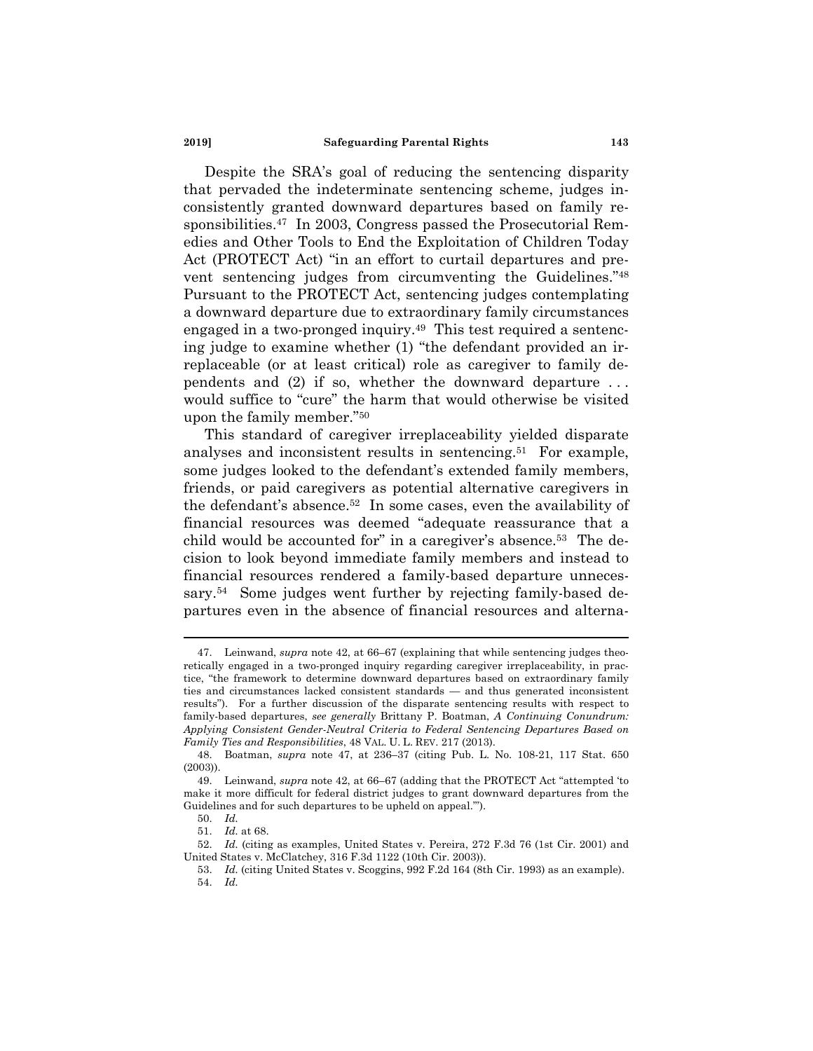Despite the SRA's goal of reducing the sentencing disparity that pervaded the indeterminate sentencing scheme, judges inconsistently granted downward departures based on family responsibilities.[47] In 2003, Congress passed the Prosecutorial Remedies and Other Tools to End the Exploitation of Children Today Act (PROTECT Act) "in an effort to curtail departures and prevent sentencing judges from circumventing the Guidelines."[48] Pursuant to the PROTECT Act, sentencing judges contemplating a downward departure due to extraordinary family circumstances engaged in a two-pronged inquiry.[49] This test required a sentencing judge to examine whether (1) "the defendant provided an irreplaceable (or at least critical) role as caregiver to family dependents and (2) if so, whether the downward departure . . . would suffice to "cure" the harm that would otherwise be visited upon the family member."[50]

This standard of caregiver irreplaceability yielded disparate analyses and inconsistent results in sentencing.[51] For example, some judges looked to the defendant's extended family members, friends, or paid caregivers as potential alternative caregivers in the defendant's absence.[52] In some cases, even the availability of financial resources was deemed "adequate reassurance that a child would be accounted for" in a caregiver's absence.[53] The decision to look beyond immediate family members and instead to financial resources rendered a family-based departure unnecessary.[54] Some judges went further by rejecting family-based departures even in the absence of financial resources and alterna-

---

47. Leinwand, *supra* note 42, at 66–67 (explaining that while sentencing judges theoretically engaged in a two-pronged inquiry regarding caregiver irreplaceability, in practice, "the framework to determine downward departures based on extraordinary family ties and circumstances lacked consistent standards — and thus generated inconsistent results"). For a further discussion of the disparate sentencing results with respect to family-based departures, *see generally* Brittany P. Boatman, *A Continuing Conundrum: Applying Consistent Gender-Neutral Criteria to Federal Sentencing Departures Based on Family Ties and Responsibilities*, 48 VAL. U. L. REV. 217 (2013).

48. Boatman, *supra* note 47, at 236–37 (citing Pub. L. No. 108-21, 117 Stat. 650 (2003)).

49. Leinwand, *supra* note 42, at 66–67 (adding that the PROTECT Act "attempted 'to make it more difficult for federal district judges to grant downward departures from the Guidelines and for such departures to be upheld on appeal.'").

50. *Id.*

51. *Id.* at 68.

52. *Id.* (citing as examples, United States v. Pereira, 272 F.3d 76 (1st Cir. 2001) and United States v. McClatchey, 316 F.3d 1122 (10th Cir. 2003)).

53. *Id.* (citing United States v. Scoggins, 992 F.2d 164 (8th Cir. 1993) as an example).

54. *Id.*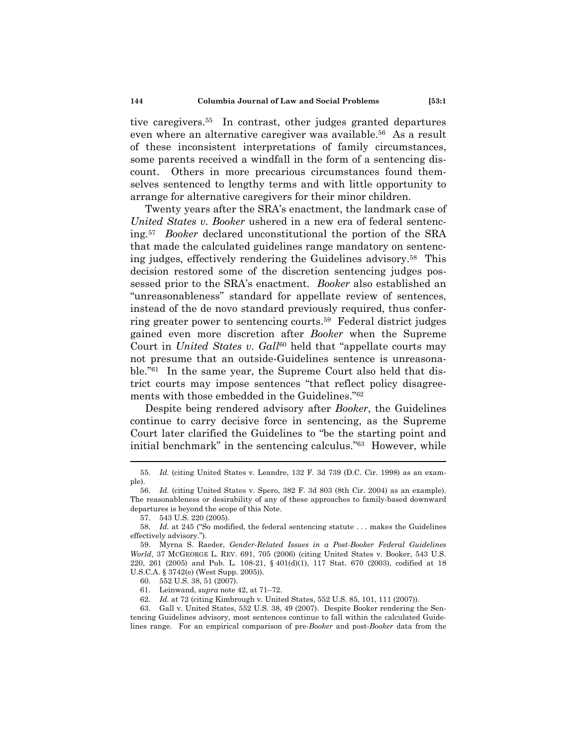tive caregivers.[55] In contrast, other judges granted departures even where an alternative caregiver was available.[56] As a result of these inconsistent interpretations of family circumstances, some parents received a windfall in the form of a sentencing discount. Others in more precarious circumstances found themselves sentenced to lengthy terms and with little opportunity to arrange for alternative caregivers for their minor children.

Twenty years after the SRA's enactment, the landmark case of *United States v. Booker* ushered in a new era of federal sentencing.[57] *Booker* declared unconstitutional the portion of the SRA that made the calculated guidelines range mandatory on sentencing judges, effectively rendering the Guidelines advisory.[58] This decision restored some of the discretion sentencing judges possessed prior to the SRA's enactment. *Booker* also established an "unreasonableness" standard for appellate review of sentences, instead of the de novo standard previously required, thus conferring greater power to sentencing courts.[59] Federal district judges gained even more discretion after *Booker* when the Supreme Court in *United States v. Gall*[60] held that "appellate courts may not presume that an outside-Guidelines sentence is unreasonable."[61] In the same year, the Supreme Court also held that district courts may impose sentences "that reflect policy disagreements with those embedded in the Guidelines."[62]

Despite being rendered advisory after *Booker*, the Guidelines continue to carry decisive force in sentencing, as the Supreme Court later clarified the Guidelines to "be the starting point and initial benchmark" in the sentencing calculus."[63] However, while

---

55. *Id.* (citing United States v. Leandre, 132 F. 3d 739 (D.C. Cir. 1998) as an example).

56. *Id.* (citing United States v. Spero, 382 F. 3d 803 (8th Cir. 2004) as an example). The reasonableness or desirability of any of these approaches to family-based downward departures is beyond the scope of this Note.

57. 543 U.S. 220 (2005).

58. *Id.* at 245 ("So modified, the federal sentencing statute . . . makes the Guidelines effectively advisory.").

59. Myrna S. Raeder, *Gender-Related Issues in a Post-Booker Federal Guidelines World*, 37 MCGEORGE L. REV. 691, 705 (2006) (citing United States v. Booker, 543 U.S. 220, 261 (2005) and Pub. L. 108-21, § 401(d)(1), 117 Stat. 670 (2003), codified at 18 U.S.C.A. § 3742(e) (West Supp. 2005)).

60. 552 U.S. 38, 51 (2007).

61. Leinwand, *supra* note 42, at 71–72.

62. *Id.* at 72 (citing Kimbrough v. United States, 552 U.S. 85, 101, 111 (2007)).

63. Gall v. United States, 552 U.S. 38, 49 (2007). Despite Booker rendering the Sentencing Guidelines advisory, most sentences continue to fall within the calculated Guidelines range. For an empirical comparison of pre-*Booker* and post-*Booker* data from the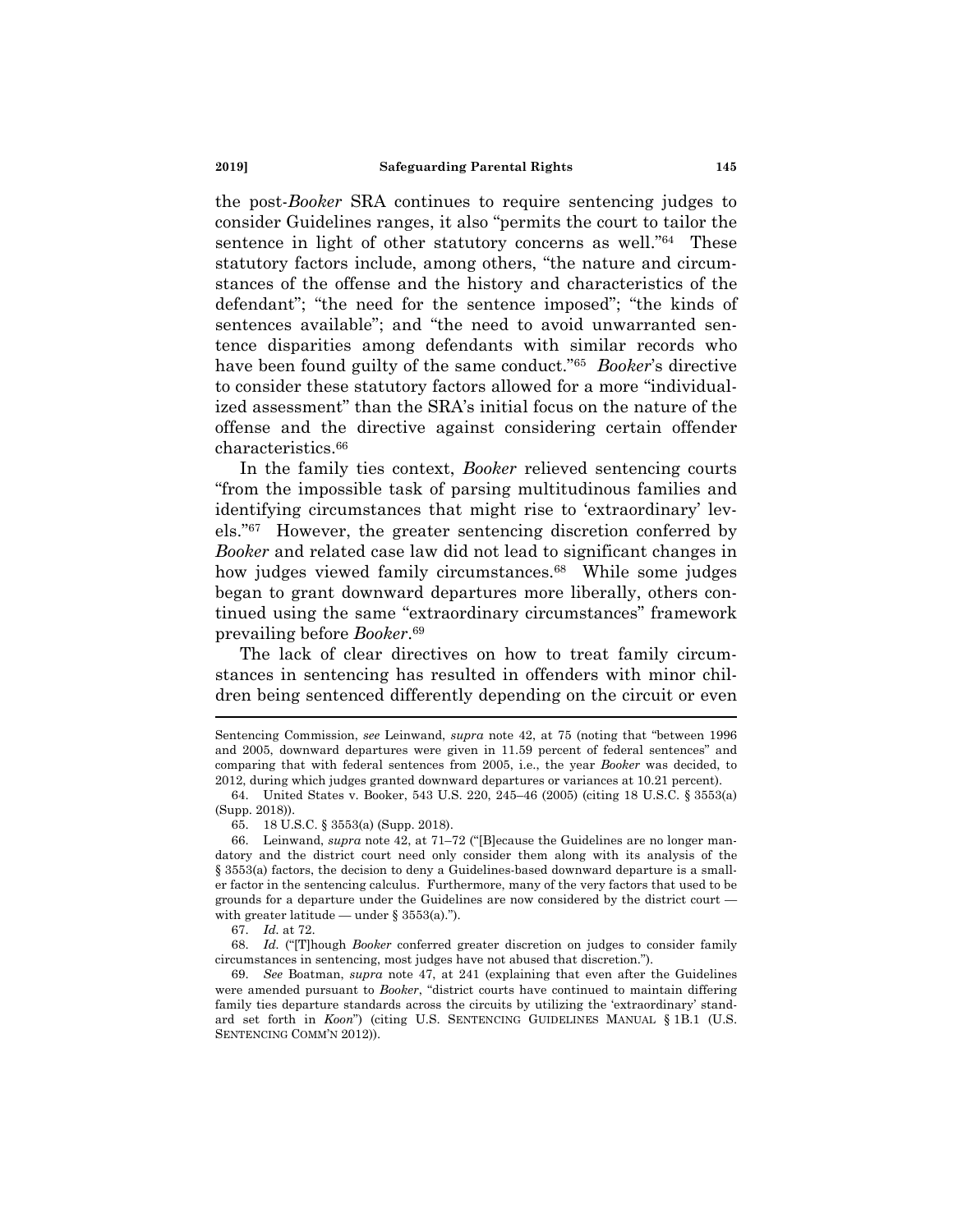the post-*Booker* SRA continues to require sentencing judges to consider Guidelines ranges, it also "permits the court to tailor the sentence in light of other statutory concerns as well."[64] These statutory factors include, among others, "the nature and circumstances of the offense and the history and characteristics of the defendant"; "the need for the sentence imposed"; "the kinds of sentences available"; and "the need to avoid unwarranted sentence disparities among defendants with similar records who have been found guilty of the same conduct."[65] *Booker*'s directive to consider these statutory factors allowed for a more "individualized assessment" than the SRA's initial focus on the nature of the offense and the directive against considering certain offender characteristics.[66]

In the family ties context, *Booker* relieved sentencing courts "from the impossible task of parsing multitudinous families and identifying circumstances that might rise to 'extraordinary' levels."[67] However, the greater sentencing discretion conferred by *Booker* and related case law did not lead to significant changes in how judges viewed family circumstances.[68] While some judges began to grant downward departures more liberally, others continued using the same "extraordinary circumstances" framework prevailing before *Booker*.[69]

The lack of clear directives on how to treat family circumstances in sentencing has resulted in offenders with minor children being sentenced differently depending on the circuit or even

---

Sentencing Commission, *see* Leinwand, *supra* note 42, at 75 (noting that "between 1996 and 2005, downward departures were given in 11.59 percent of federal sentences" and comparing that with federal sentences from 2005, i.e., the year *Booker* was decided, to 2012, during which judges granted downward departures or variances at 10.21 percent).

64. United States v. Booker, 543 U.S. 220, 245–46 (2005) (citing 18 U.S.C. § 3553(a) (Supp. 2018)).

65. 18 U.S.C. § 3553(a) (Supp. 2018).

66. Leinwand, *supra* note 42, at 71–72 ("[B]ecause the Guidelines are no longer mandatory and the district court need only consider them along with its analysis of the § 3553(a) factors, the decision to deny a Guidelines-based downward departure is a smaller factor in the sentencing calculus. Furthermore, many of the very factors that used to be grounds for a departure under the Guidelines are now considered by the district court — with greater latitude — under § 3553(a).").

67. *Id.* at 72.

68. *Id.* ("[T]hough *Booker* conferred greater discretion on judges to consider family circumstances in sentencing, most judges have not abused that discretion.").

69. *See* Boatman, *supra* note 47, at 241 (explaining that even after the Guidelines were amended pursuant to *Booker*, "district courts have continued to maintain differing family ties departure standards across the circuits by utilizing the 'extraordinary' standard set forth in *Koon*") (citing U.S. SENTENCING GUIDELINES MANUAL § 1B.1 (U.S. SENTENCING COMM'N 2012)).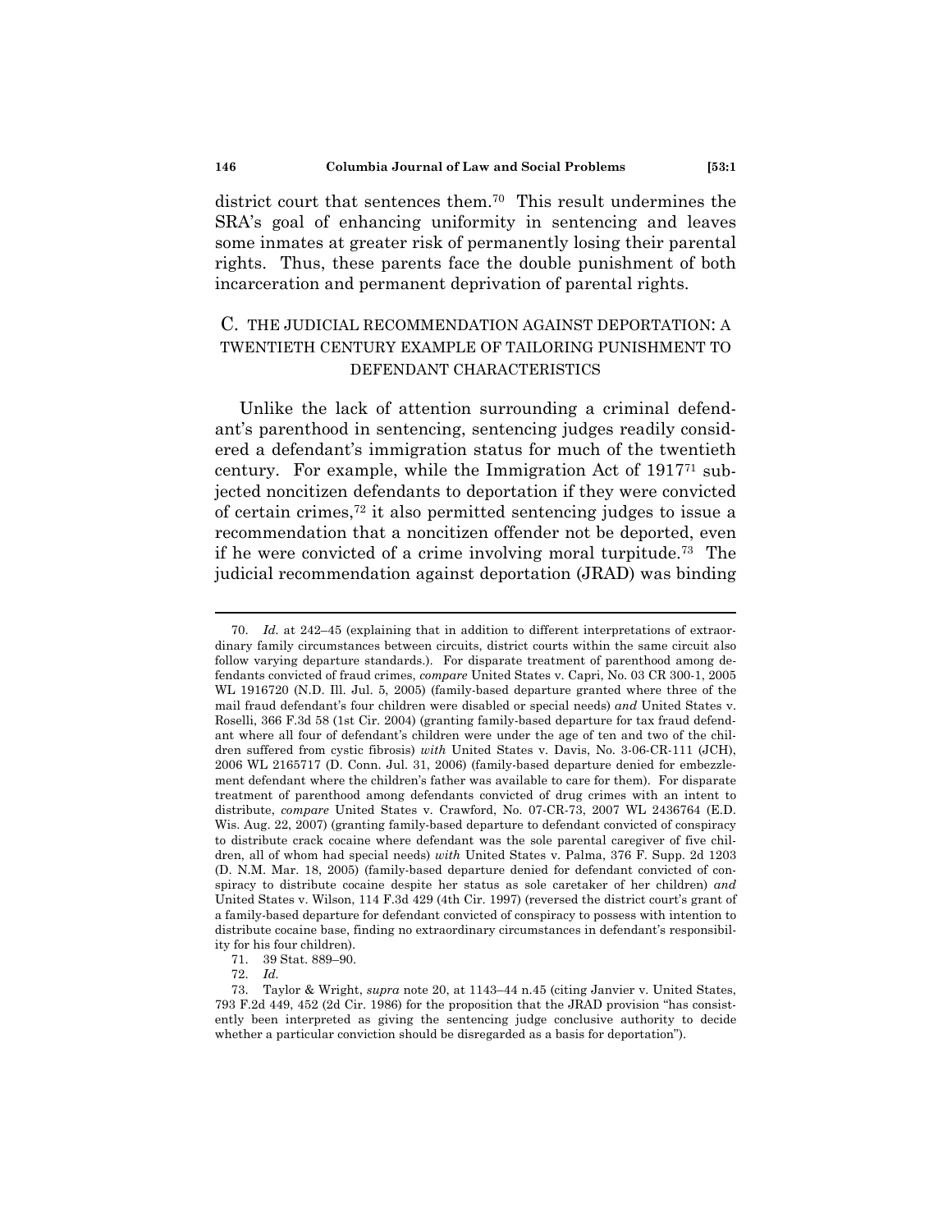district court that sentences them.[70] This result undermines the SRA's goal of enhancing uniformity in sentencing and leaves some inmates at greater risk of permanently losing their parental rights. Thus, these parents face the double punishment of both incarceration and permanent deprivation of parental rights.

## C. THE JUDICIAL RECOMMENDATION AGAINST DEPORTATION: A TWENTIETH CENTURY EXAMPLE OF TAILORING PUNISHMENT TO DEFENDANT CHARACTERISTICS

Unlike the lack of attention surrounding a criminal defendant's parenthood in sentencing, sentencing judges readily considered a defendant's immigration status for much of the twentieth century. For example, while the Immigration Act of 1917[71] subjected noncitizen defendants to deportation if they were convicted of certain crimes,[72] it also permitted sentencing judges to issue a recommendation that a noncitizen offender not be deported, even if he were convicted of a crime involving moral turpitude.[73] The judicial recommendation against deportation (JRAD) was binding

---

70. *Id.* at 242–45 (explaining that in addition to different interpretations of extraordinary family circumstances between circuits, district courts within the same circuit also follow varying departure standards.). For disparate treatment of parenthood among defendants convicted of fraud crimes, *compare* United States v. Capri, No. 03 CR 300-1, 2005 WL 1916720 (N.D. Ill. Jul. 5, 2005) (family-based departure granted where three of the mail fraud defendant's four children were disabled or special needs) *and* United States v. Roselli, 366 F.3d 58 (1st Cir. 2004) (granting family-based departure for tax fraud defendant where all four of defendant's children were under the age of ten and two of the children suffered from cystic fibrosis) *with* United States v. Davis, No. 3-06-CR-111 (JCH), 2006 WL 2165717 (D. Conn. Jul. 31, 2006) (family-based departure denied for embezzlement defendant where the children's father was available to care for them). For disparate treatment of parenthood among defendants convicted of drug crimes with an intent to distribute, *compare* United States v. Crawford, No. 07-CR-73, 2007 WL 2436764 (E.D. Wis. Aug. 22, 2007) (granting family-based departure to defendant convicted of conspiracy to distribute crack cocaine where defendant was the sole parental caregiver of five children, all of whom had special needs) *with* United States v. Palma, 376 F. Supp. 2d 1203 (D. N.M. Mar. 18, 2005) (family-based departure denied for defendant convicted of conspiracy to distribute cocaine despite her status as sole caretaker of her children) *and* United States v. Wilson, 114 F.3d 429 (4th Cir. 1997) (reversed the district court's grant of a family-based departure for defendant convicted of conspiracy to possess with intention to distribute cocaine base, finding no extraordinary circumstances in defendant's responsibility for his four children).

71. 39 Stat. 889–90.

72. *Id.*

73. Taylor & Wright, *supra* note 20, at 1143–44 n.45 (citing Janvier v. United States, 793 F.2d 449, 452 (2d Cir. 1986) for the proposition that the JRAD provision "has consistently been interpreted as giving the sentencing judge conclusive authority to decide whether a particular conviction should be disregarded as a basis for deportation").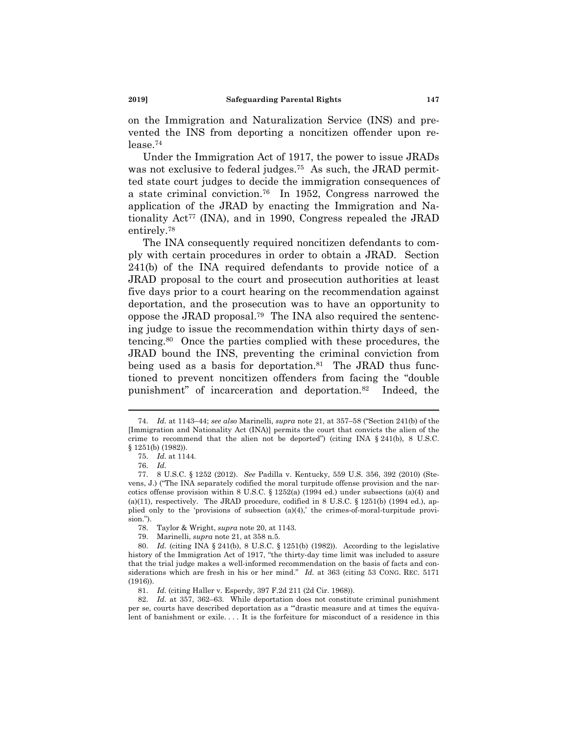on the Immigration and Naturalization Service (INS) and prevented the INS from deporting a noncitizen offender upon release.[74]

Under the Immigration Act of 1917, the power to issue JRADs was not exclusive to federal judges.[75] As such, the JRAD permitted state court judges to decide the immigration consequences of a state criminal conviction.[76] In 1952, Congress narrowed the application of the JRAD by enacting the Immigration and Nationality Act[77] (INA), and in 1990, Congress repealed the JRAD entirely.[78]

The INA consequently required noncitizen defendants to comply with certain procedures in order to obtain a JRAD. Section 241(b) of the INA required defendants to provide notice of a JRAD proposal to the court and prosecution authorities at least five days prior to a court hearing on the recommendation against deportation, and the prosecution was to have an opportunity to oppose the JRAD proposal.[79] The INA also required the sentencing judge to issue the recommendation within thirty days of sentencing.[80] Once the parties complied with these procedures, the JRAD bound the INS, preventing the criminal conviction from being used as a basis for deportation.[81] The JRAD thus functioned to prevent noncitizen offenders from facing the "double punishment" of incarceration and deportation.[82] Indeed, the

---

74. *Id.* at 1143–44; *see also* Marinelli, *supra* note 21, at 357–58 ("Section 241(b) of the [Immigration and Nationality Act (INA)] permits the court that convicts the alien of the crime to recommend that the alien not be deported") (citing INA § 241(b), 8 U.S.C. § 1251(b) (1982)).

75. *Id.* at 1144.

76. *Id.*

77. 8 U.S.C. § 1252 (2012). *See* Padilla v. Kentucky, 559 U.S. 356, 392 (2010) (Stevens, J.) ("The INA separately codified the moral turpitude offense provision and the narcotics offense provision within 8 U.S.C. § 1252(a) (1994 ed.) under subsections (a)(4) and (a)(11), respectively. The JRAD procedure, codified in 8 U.S.C. § 1251(b) (1994 ed.), applied only to the 'provisions of subsection (a)(4),' the crimes-of-moral-turpitude provision.").

78. Taylor & Wright, *supra* note 20, at 1143.

79. Marinelli, *supra* note 21, at 358 n.5.

80. *Id.* (citing INA § 241(b), 8 U.S.C. § 1251(b) (1982)). According to the legislative history of the Immigration Act of 1917, "the thirty-day time limit was included to assure that the trial judge makes a well-informed recommendation on the basis of facts and considerations which are fresh in his or her mind." *Id.* at 363 (citing 53 CONG. REC. 5171 (1916)).

81. *Id.* (citing Haller v. Esperdy, 397 F.2d 211 (2d Cir. 1968)).

82. *Id.* at 357, 362–63. While deportation does not constitute criminal punishment per se, courts have described deportation as a "'drastic measure and at times the equivalent of banishment or exile. . . . It is the forfeiture for misconduct of a residence in this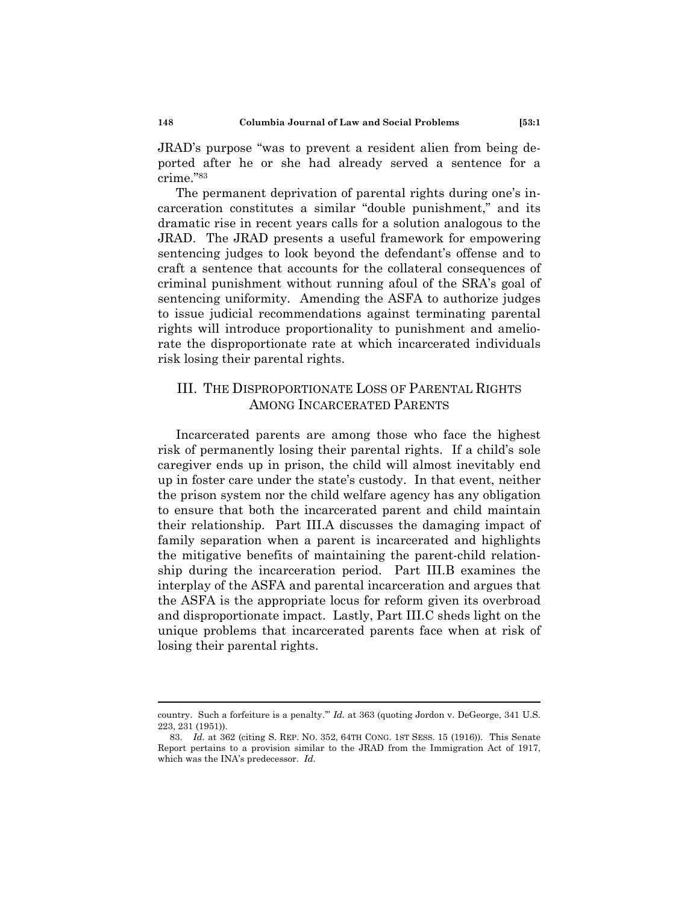JRAD's purpose "was to prevent a resident alien from being deported after he or she had already served a sentence for a crime."[83]

The permanent deprivation of parental rights during one's incarceration constitutes a similar "double punishment," and its dramatic rise in recent years calls for a solution analogous to the JRAD. The JRAD presents a useful framework for empowering sentencing judges to look beyond the defendant's offense and to craft a sentence that accounts for the collateral consequences of criminal punishment without running afoul of the SRA's goal of sentencing uniformity. Amending the ASFA to authorize judges to issue judicial recommendations against terminating parental rights will introduce proportionality to punishment and ameliorate the disproportionate rate at which incarcerated individuals risk losing their parental rights.

## III. THE DISPROPORTIONATE LOSS OF PARENTAL RIGHTS AMONG INCARCERATED PARENTS

Incarcerated parents are among those who face the highest risk of permanently losing their parental rights. If a child's sole caregiver ends up in prison, the child will almost inevitably end up in foster care under the state's custody. In that event, neither the prison system nor the child welfare agency has any obligation to ensure that both the incarcerated parent and child maintain their relationship. Part III.A discusses the damaging impact of family separation when a parent is incarcerated and highlights the mitigative benefits of maintaining the parent-child relationship during the incarceration period. Part III.B examines the interplay of the ASFA and parental incarceration and argues that the ASFA is the appropriate locus for reform given its overbroad and disproportionate impact. Lastly, Part III.C sheds light on the unique problems that incarcerated parents face when at risk of losing their parental rights.

---

country. Such a forfeiture is a penalty.'" *Id.* at 363 (quoting Jordon v. DeGeorge, 341 U.S. 223, 231 (1951)).

83. *Id.* at 362 (citing S. REP. NO. 352, 64TH CONG. 1ST SESS. 15 (1916)). This Senate Report pertains to a provision similar to the JRAD from the Immigration Act of 1917, which was the INA's predecessor. *Id.*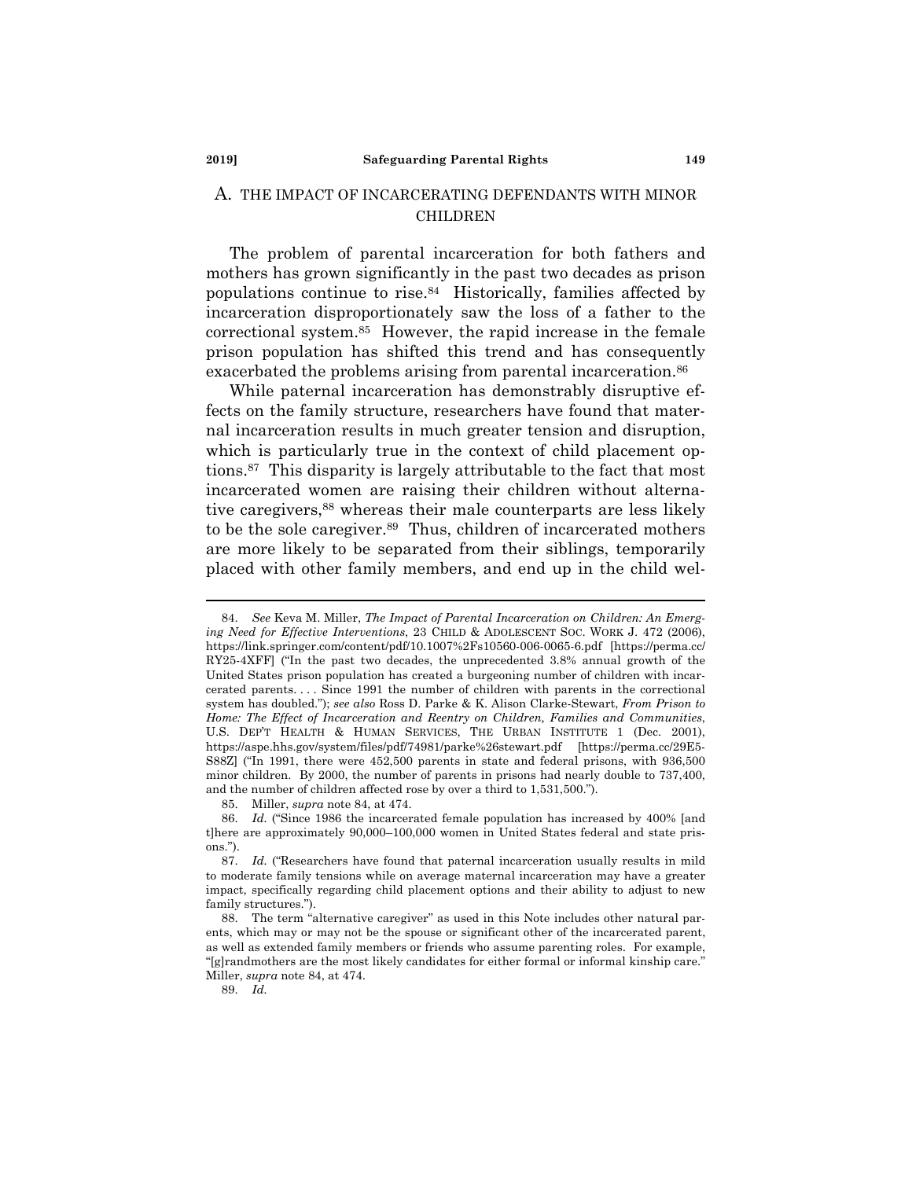## A. THE IMPACT OF INCARCERATING DEFENDANTS WITH MINOR CHILDREN

The problem of parental incarceration for both fathers and mothers has grown significantly in the past two decades as prison populations continue to rise.[84] Historically, families affected by incarceration disproportionately saw the loss of a father to the correctional system.[85] However, the rapid increase in the female prison population has shifted this trend and has consequently exacerbated the problems arising from parental incarceration.[86]

While paternal incarceration has demonstrably disruptive effects on the family structure, researchers have found that maternal incarceration results in much greater tension and disruption, which is particularly true in the context of child placement options.[87] This disparity is largely attributable to the fact that most incarcerated women are raising their children without alternative caregivers,[88] whereas their male counterparts are less likely to be the sole caregiver.[89] Thus, children of incarcerated mothers are more likely to be separated from their siblings, temporarily placed with other family members, and end up in the child wel-

---

84. *See* Keva M. Miller, *The Impact of Parental Incarceration on Children: An Emerging Need for Effective Interventions*, 23 CHILD & ADOLESCENT SOC. WORK J. 472 (2006), https://link.springer.com/content/pdf/10.1007%2Fs10560-006-0065-6.pdf [https://perma.cc/RY25-4XFF] ("In the past two decades, the unprecedented 3.8% annual growth of the United States prison population has created a burgeoning number of children with incarcerated parents. . . . Since 1991 the number of children with parents in the correctional system has doubled."); *see also* Ross D. Parke & K. Alison Clarke-Stewart, *From Prison to Home: The Effect of Incarceration and Reentry on Children, Families and Communities*, U.S. DEP'T HEALTH & HUMAN SERVICES, THE URBAN INSTITUTE 1 (Dec. 2001), https://aspe.hhs.gov/system/files/pdf/74981/parke%26stewart.pdf [https://perma.cc/29E5-S88Z] ("In 1991, there were 452,500 parents in state and federal prisons, with 936,500 minor children. By 2000, the number of parents in prisons had nearly double to 737,400, and the number of children affected rose by over a third to 1,531,500.").

85. Miller, *supra* note 84, at 474.

86. *Id.* ("Since 1986 the incarcerated female population has increased by 400% [and t]here are approximately 90,000–100,000 women in United States federal and state prisons.").

87. *Id.* ("Researchers have found that paternal incarceration usually results in mild to moderate family tensions while on average maternal incarceration may have a greater impact, specifically regarding child placement options and their ability to adjust to new family structures.").

88. The term "alternative caregiver" as used in this Note includes other natural parents, which may or may not be the spouse or significant other of the incarcerated parent, as well as extended family members or friends who assume parenting roles. For example, "[g]randmothers are the most likely candidates for either formal or informal kinship care." Miller, *supra* note 84, at 474.

89. *Id.*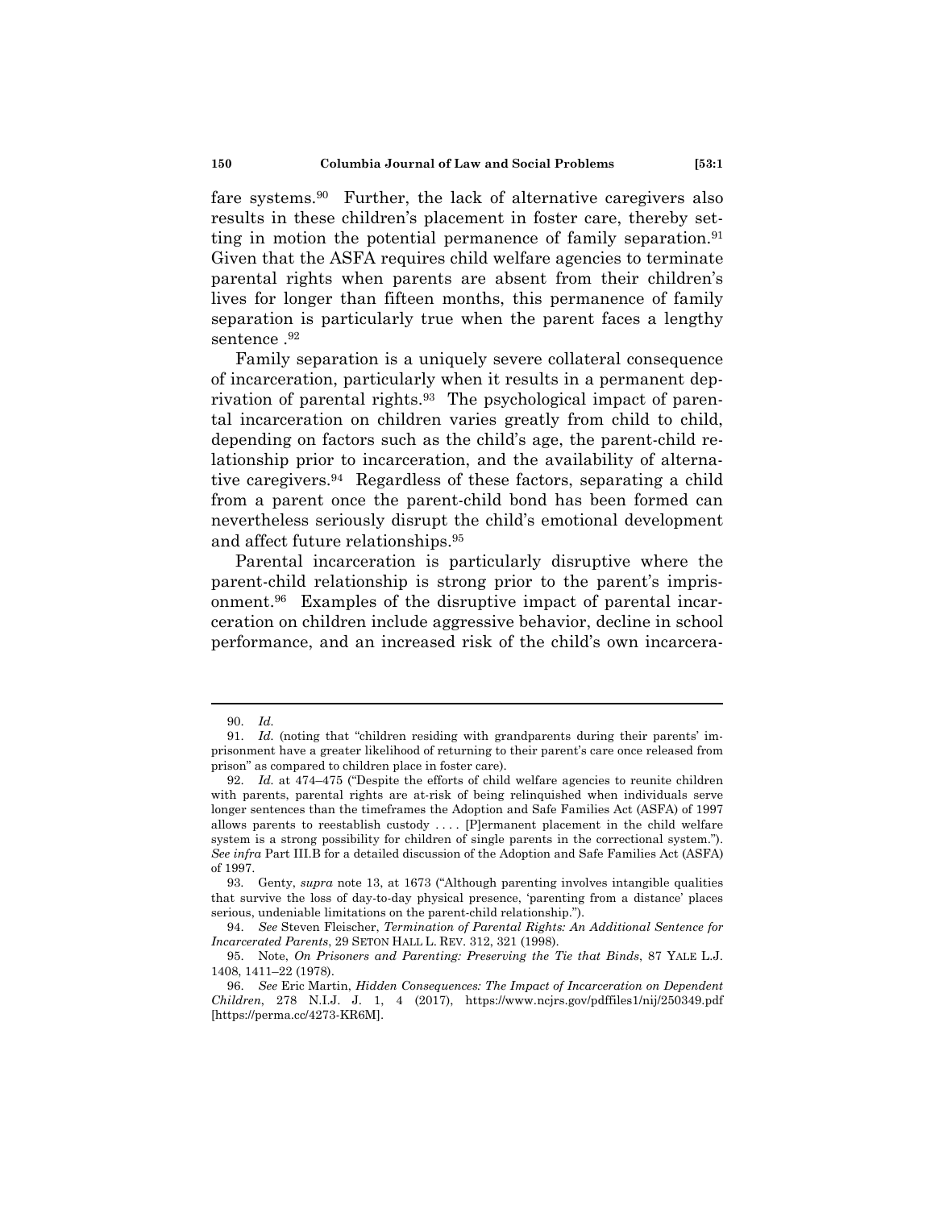fare systems.[90] Further, the lack of alternative caregivers also results in these children's placement in foster care, thereby setting in motion the potential permanence of family separation.[91] Given that the ASFA requires child welfare agencies to terminate parental rights when parents are absent from their children's lives for longer than fifteen months, this permanence of family separation is particularly true when the parent faces a lengthy sentence .[92]

Family separation is a uniquely severe collateral consequence of incarceration, particularly when it results in a permanent deprivation of parental rights.[93] The psychological impact of parental incarceration on children varies greatly from child to child, depending on factors such as the child's age, the parent-child relationship prior to incarceration, and the availability of alternative caregivers.[94] Regardless of these factors, separating a child from a parent once the parent-child bond has been formed can nevertheless seriously disrupt the child's emotional development and affect future relationships.[95]

Parental incarceration is particularly disruptive where the parent-child relationship is strong prior to the parent's imprisonment.[96] Examples of the disruptive impact of parental incarceration on children include aggressive behavior, decline in school performance, and an increased risk of the child's own incarcera-

---

90. *Id.*

91. *Id.* (noting that "children residing with grandparents during their parents' imprisonment have a greater likelihood of returning to their parent's care once released from prison" as compared to children place in foster care).

92. *Id.* at 474–475 ("Despite the efforts of child welfare agencies to reunite children with parents, parental rights are at-risk of being relinquished when individuals serve longer sentences than the timeframes the Adoption and Safe Families Act (ASFA) of 1997 allows parents to reestablish custody . . . . [P]ermanent placement in the child welfare system is a strong possibility for children of single parents in the correctional system."). *See infra* Part III.B for a detailed discussion of the Adoption and Safe Families Act (ASFA) of 1997.

93. Genty, *supra* note 13, at 1673 ("Although parenting involves intangible qualities that survive the loss of day-to-day physical presence, 'parenting from a distance' places serious, undeniable limitations on the parent-child relationship.").

94. *See* Steven Fleischer, *Termination of Parental Rights: An Additional Sentence for Incarcerated Parents*, 29 SETON HALL L. REV. 312, 321 (1998).

95. Note, *On Prisoners and Parenting: Preserving the Tie that Binds*, 87 YALE L.J. 1408, 1411–22 (1978).

96. *See* Eric Martin, *Hidden Consequences: The Impact of Incarceration on Dependent Children*, 278 N.I.J. J. 1, 4 (2017), https://www.ncjrs.gov/pdffiles1/nij/250349.pdf [https://perma.cc/4273-KR6M].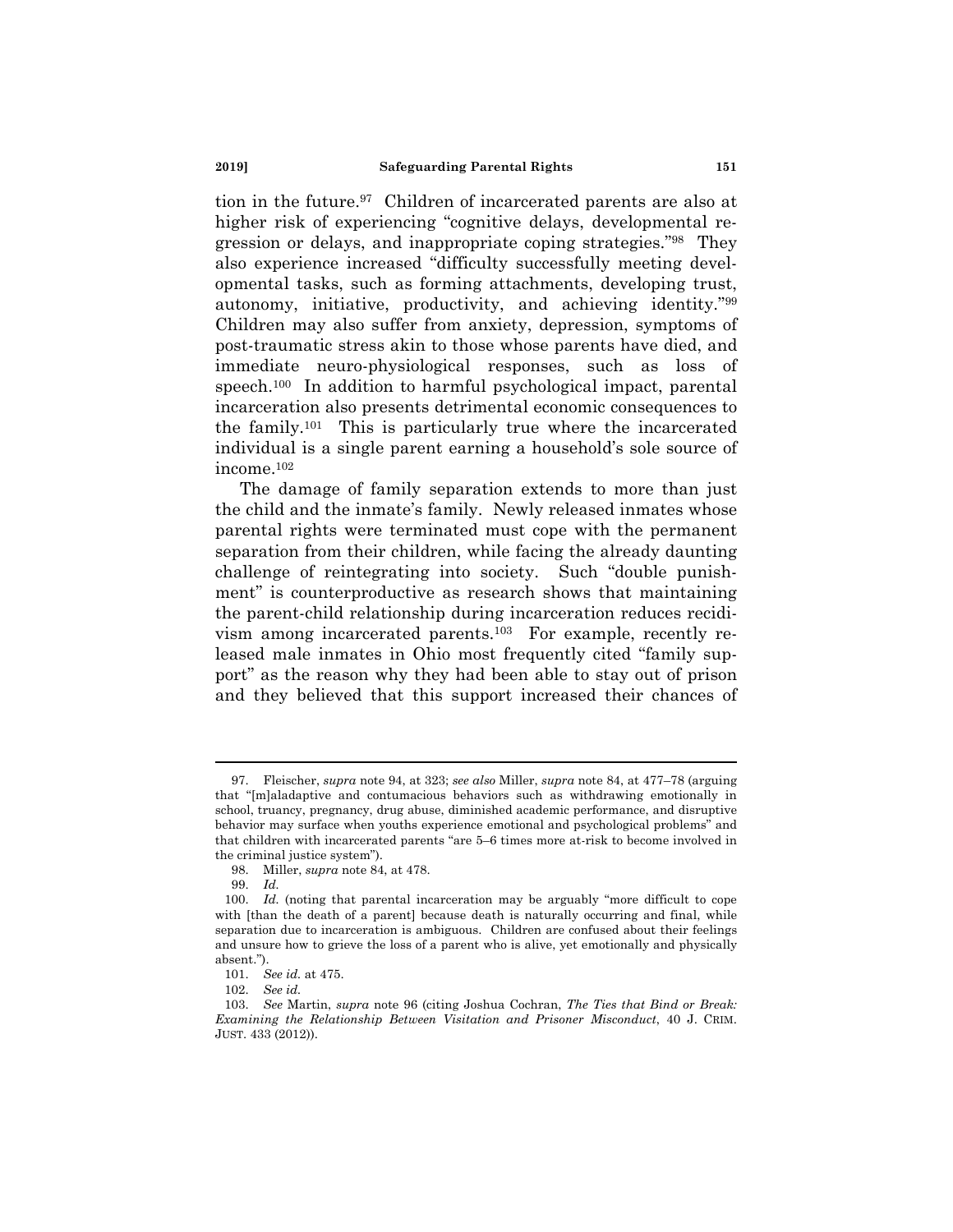tion in the future.[97] Children of incarcerated parents are also at higher risk of experiencing "cognitive delays, developmental regression or delays, and inappropriate coping strategies."[98] They also experience increased "difficulty successfully meeting developmental tasks, such as forming attachments, developing trust, autonomy, initiative, productivity, and achieving identity."[99] Children may also suffer from anxiety, depression, symptoms of post-traumatic stress akin to those whose parents have died, and immediate neuro-physiological responses, such as loss of speech.[100] In addition to harmful psychological impact, parental incarceration also presents detrimental economic consequences to the family.[101] This is particularly true where the incarcerated individual is a single parent earning a household's sole source of income.[102]

The damage of family separation extends to more than just the child and the inmate's family. Newly released inmates whose parental rights were terminated must cope with the permanent separation from their children, while facing the already daunting challenge of reintegrating into society. Such "double punishment" is counterproductive as research shows that maintaining the parent-child relationship during incarceration reduces recidivism among incarcerated parents.[103] For example, recently released male inmates in Ohio most frequently cited "family support" as the reason why they had been able to stay out of prison and they believed that this support increased their chances of

---

97. Fleischer, *supra* note 94, at 323; *see also* Miller, *supra* note 84, at 477–78 (arguing that "[m]aladaptive and contumacious behaviors such as withdrawing emotionally in school, truancy, pregnancy, drug abuse, diminished academic performance, and disruptive behavior may surface when youths experience emotional and psychological problems" and that children with incarcerated parents "are 5–6 times more at-risk to become involved in the criminal justice system").

98. Miller, *supra* note 84, at 478.

99. *Id.*

100. *Id.* (noting that parental incarceration may be arguably "more difficult to cope with [than the death of a parent] because death is naturally occurring and final, while separation due to incarceration is ambiguous. Children are confused about their feelings and unsure how to grieve the loss of a parent who is alive, yet emotionally and physically absent.").

101. *See id.* at 475.

102. *See id.*

103. *See* Martin, *supra* note 96 (citing Joshua Cochran, *The Ties that Bind or Break: Examining the Relationship Between Visitation and Prisoner Misconduct*, 40 J. CRIM. JUST. 433 (2012)).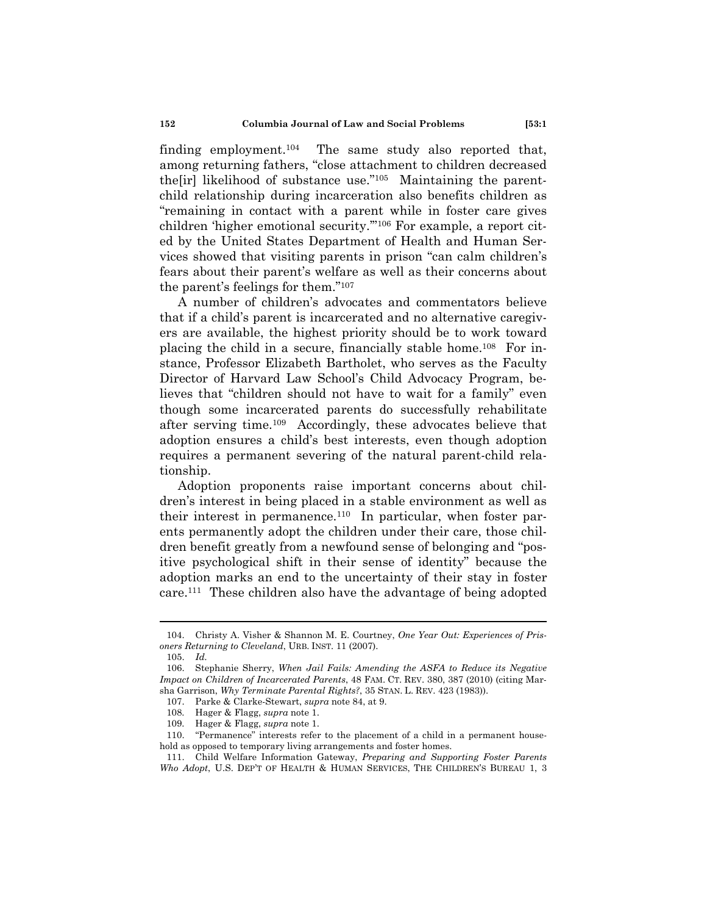finding employment.[104] The same study also reported that, among returning fathers, "close attachment to children decreased the[ir] likelihood of substance use."[105] Maintaining the parent-child relationship during incarceration also benefits children as "remaining in contact with a parent while in foster care gives children 'higher emotional security.'"[106] For example, a report cited by the United States Department of Health and Human Services showed that visiting parents in prison "can calm children's fears about their parent's welfare as well as their concerns about the parent's feelings for them."[107]

A number of children's advocates and commentators believe that if a child's parent is incarcerated and no alternative caregivers are available, the highest priority should be to work toward placing the child in a secure, financially stable home.[108] For instance, Professor Elizabeth Bartholet, who serves as the Faculty Director of Harvard Law School's Child Advocacy Program, believes that "children should not have to wait for a family" even though some incarcerated parents do successfully rehabilitate after serving time.[109] Accordingly, these advocates believe that adoption ensures a child's best interests, even though adoption requires a permanent severing of the natural parent-child relationship.

Adoption proponents raise important concerns about children's interest in being placed in a stable environment as well as their interest in permanence.[110] In particular, when foster parents permanently adopt the children under their care, those children benefit greatly from a newfound sense of belonging and "positive psychological shift in their sense of identity" because the adoption marks an end to the uncertainty of their stay in foster care.[111] These children also have the advantage of being adopted

---

104. Christy A. Visher & Shannon M. E. Courtney, *One Year Out: Experiences of Prisoners Returning to Cleveland*, URB. INST. 11 (2007).

105. *Id.*

106. Stephanie Sherry, *When Jail Fails: Amending the ASFA to Reduce its Negative Impact on Children of Incarcerated Parents*, 48 FAM. CT. REV. 380, 387 (2010) (citing Marsha Garrison, *Why Terminate Parental Rights?*, 35 STAN. L. REV. 423 (1983)).

107. Parke & Clarke-Stewart, *supra* note 84, at 9.

108. Hager & Flagg, *supra* note 1.

109. Hager & Flagg, *supra* note 1.

110. "Permanence" interests refer to the placement of a child in a permanent household as opposed to temporary living arrangements and foster homes.

111. Child Welfare Information Gateway, *Preparing and Supporting Foster Parents Who Adopt*, U.S. DEP'T OF HEALTH & HUMAN SERVICES, THE CHILDREN'S BUREAU 1, 3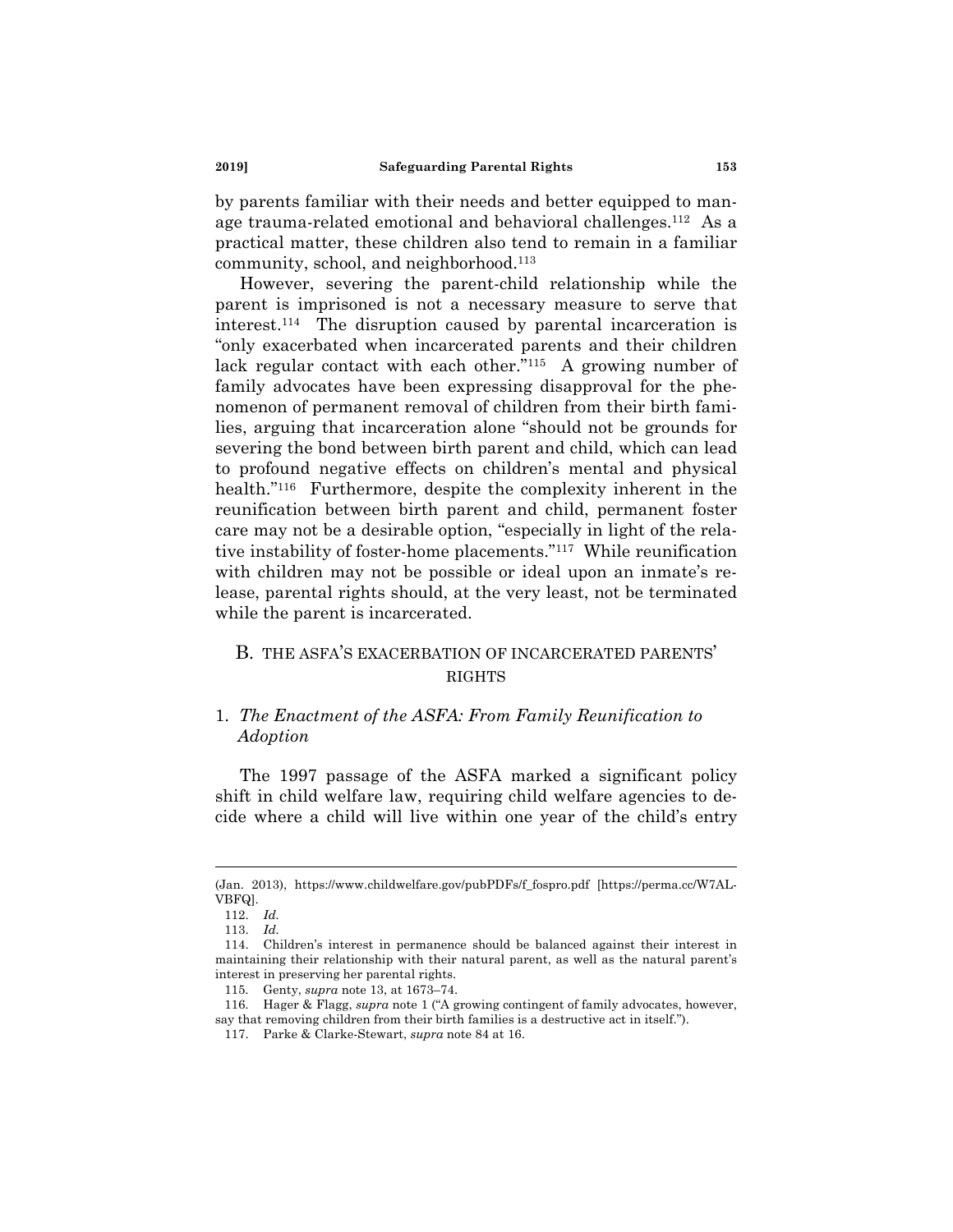by parents familiar with their needs and better equipped to manage trauma-related emotional and behavioral challenges.[112] As a practical matter, these children also tend to remain in a familiar community, school, and neighborhood.[113]

However, severing the parent-child relationship while the parent is imprisoned is not a necessary measure to serve that interest.[114] The disruption caused by parental incarceration is "only exacerbated when incarcerated parents and their children lack regular contact with each other."[115] A growing number of family advocates have been expressing disapproval for the phenomenon of permanent removal of children from their birth families, arguing that incarceration alone "should not be grounds for severing the bond between birth parent and child, which can lead to profound negative effects on children's mental and physical health."[116] Furthermore, despite the complexity inherent in the reunification between birth parent and child, permanent foster care may not be a desirable option, "especially in light of the relative instability of foster-home placements."[117] While reunification with children may not be possible or ideal upon an inmate's release, parental rights should, at the very least, not be terminated while the parent is incarcerated.

## B. THE ASFA'S EXACERBATION OF INCARCERATED PARENTS' RIGHTS

### 1. *The Enactment of the ASFA: From Family Reunification to Adoption*

The 1997 passage of the ASFA marked a significant policy shift in child welfare law, requiring child welfare agencies to decide where a child will live within one year of the child's entry

---

(Jan. 2013), https://www.childwelfare.gov/pubPDFs/f_fospro.pdf [https://perma.cc/W7AL-VBFQ].

112. *Id.*

113. *Id.*

114. Children's interest in permanence should be balanced against their interest in maintaining their relationship with their natural parent, as well as the natural parent's interest in preserving her parental rights.

115. Genty, *supra* note 13, at 1673–74.

116. Hager & Flagg, *supra* note 1 ("A growing contingent of family advocates, however, say that removing children from their birth families is a destructive act in itself.").

117. Parke & Clarke-Stewart, *supra* note 84 at 16.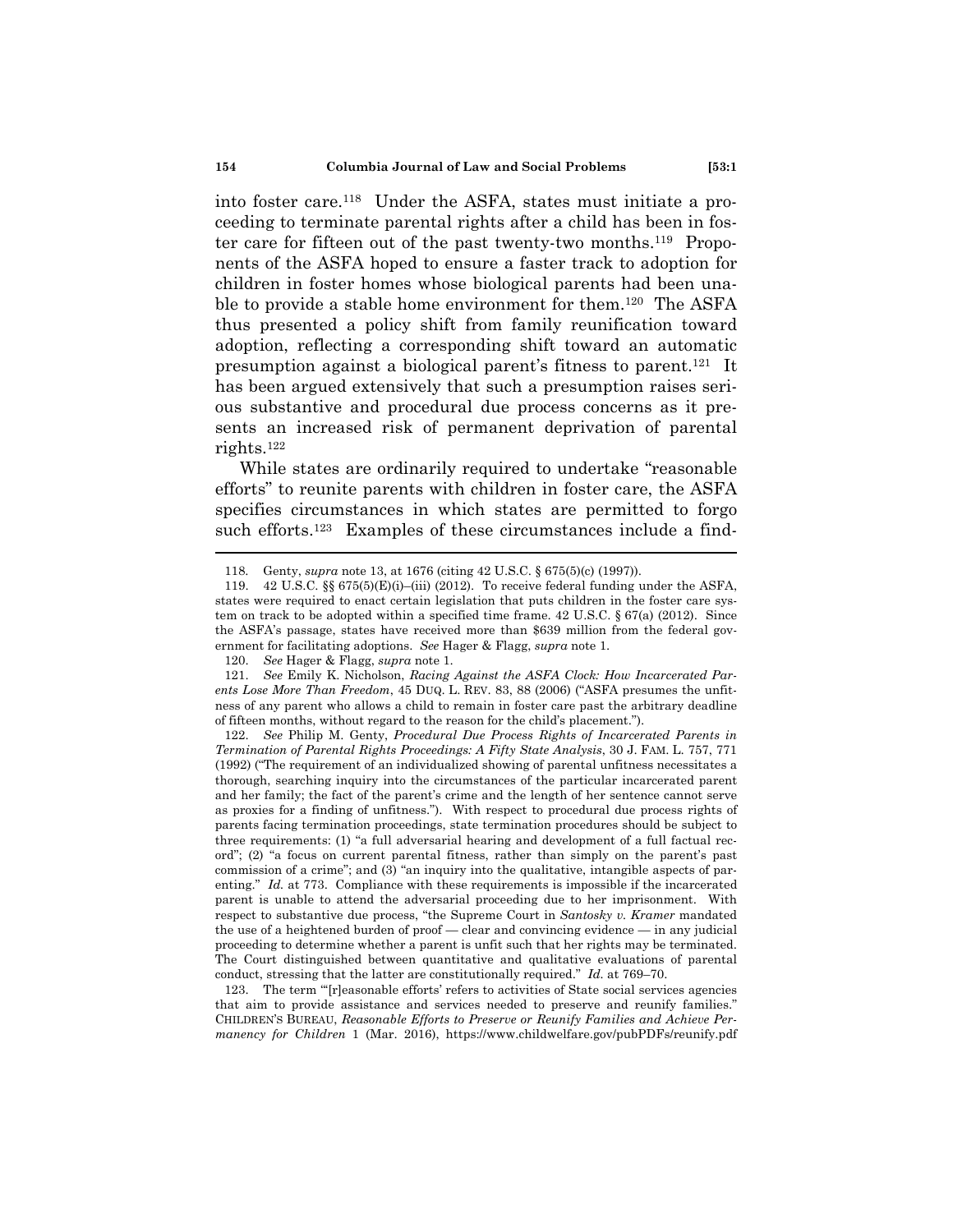into foster care.[118] Under the ASFA, states must initiate a proceeding to terminate parental rights after a child has been in foster care for fifteen out of the past twenty-two months.[119] Proponents of the ASFA hoped to ensure a faster track to adoption for children in foster homes whose biological parents had been unable to provide a stable home environment for them.[120] The ASFA thus presented a policy shift from family reunification toward adoption, reflecting a corresponding shift toward an automatic presumption against a biological parent's fitness to parent.[121] It has been argued extensively that such a presumption raises serious substantive and procedural due process concerns as it presents an increased risk of permanent deprivation of parental rights.[122]

While states are ordinarily required to undertake "reasonable efforts" to reunite parents with children in foster care, the ASFA specifies circumstances in which states are permitted to forgo such efforts.[123] Examples of these circumstances include a find-

---

118. Genty, *supra* note 13, at 1676 (citing 42 U.S.C. § 675(5)(c) (1997)).

119. 42 U.S.C. §§ 675(5)(E)(i)–(iii) (2012). To receive federal funding under the ASFA, states were required to enact certain legislation that puts children in the foster care system on track to be adopted within a specified time frame. 42 U.S.C. § 67(a) (2012). Since the ASFA's passage, states have received more than $639 million from the federal government for facilitating adoptions. *See* Hager & Flagg, *supra* note 1.

120. *See* Hager & Flagg, *supra* note 1.

121. *See* Emily K. Nicholson, *Racing Against the ASFA Clock: How Incarcerated Parents Lose More Than Freedom*, 45 DUQ. L. REV. 83, 88 (2006) ("ASFA presumes the unfitness of any parent who allows a child to remain in foster care past the arbitrary deadline of fifteen months, without regard to the reason for the child's placement.").

122. *See* Philip M. Genty, *Procedural Due Process Rights of Incarcerated Parents in Termination of Parental Rights Proceedings: A Fifty State Analysis*, 30 J. FAM. L. 757, 771 (1992) ("The requirement of an individualized showing of parental unfitness necessitates a thorough, searching inquiry into the circumstances of the particular incarcerated parent and her family; the fact of the parent's crime and the length of her sentence cannot serve as proxies for a finding of unfitness."). With respect to procedural due process rights of parents facing termination proceedings, state termination procedures should be subject to three requirements: (1) "a full adversarial hearing and development of a full factual record"; (2) "a focus on current parental fitness, rather than simply on the parent's past commission of a crime"; and (3) "an inquiry into the qualitative, intangible aspects of parenting." *Id.* at 773. Compliance with these requirements is impossible if the incarcerated parent is unable to attend the adversarial proceeding due to her imprisonment. With respect to substantive due process, "the Supreme Court in *Santosky v. Kramer* mandated the use of a heightened burden of proof — clear and convincing evidence — in any judicial proceeding to determine whether a parent is unfit such that her rights may be terminated. The Court distinguished between quantitative and qualitative evaluations of parental conduct, stressing that the latter are constitutionally required." *Id.* at 769–70.

123. The term "'[r]easonable efforts' refers to activities of State social services agencies that aim to provide assistance and services needed to preserve and reunify families." CHILDREN'S BUREAU, *Reasonable Efforts to Preserve or Reunify Families and Achieve Permanency for Children* 1 (Mar. 2016), https://www.childwelfare.gov/pubPDFs/reunify.pdf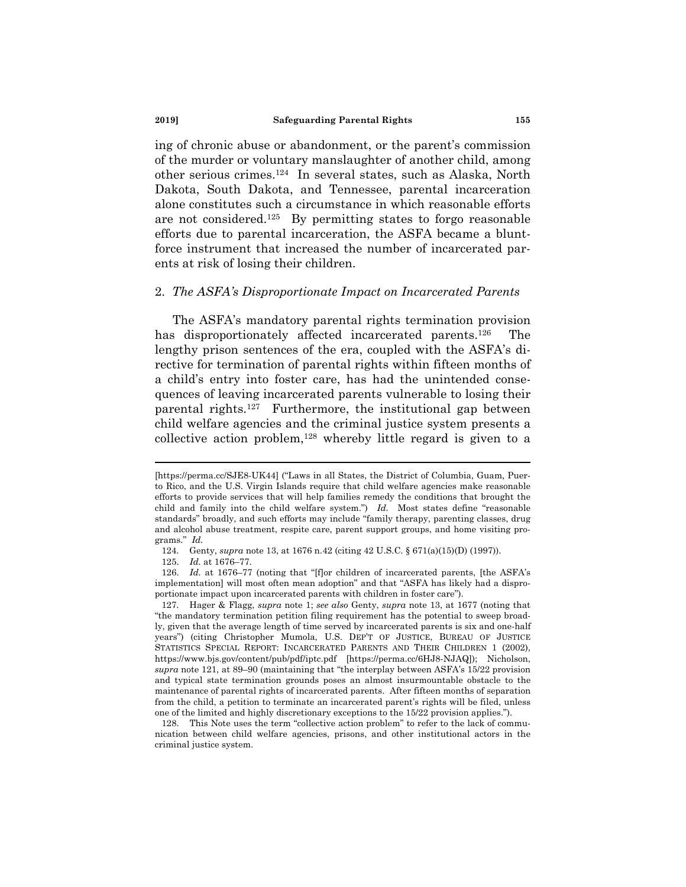ing of chronic abuse or abandonment, or the parent's commission of the murder or voluntary manslaughter of another child, among other serious crimes.[124] In several states, such as Alaska, North Dakota, South Dakota, and Tennessee, parental incarceration alone constitutes such a circumstance in which reasonable efforts are not considered.[125] By permitting states to forgo reasonable efforts due to parental incarceration, the ASFA became a blunt-force instrument that increased the number of incarcerated parents at risk of losing their children.

### 2. *The ASFA's Disproportionate Impact on Incarcerated Parents*

The ASFA's mandatory parental rights termination provision has disproportionately affected incarcerated parents.[126] The lengthy prison sentences of the era, coupled with the ASFA's directive for termination of parental rights within fifteen months of a child's entry into foster care, has had the unintended consequences of leaving incarcerated parents vulnerable to losing their parental rights.[127] Furthermore, the institutional gap between child welfare agencies and the criminal justice system presents a collective action problem,[128] whereby little regard is given to a

---

[https://perma.cc/SJE8-UK44] ("Laws in all States, the District of Columbia, Guam, Puerto Rico, and the U.S. Virgin Islands require that child welfare agencies make reasonable efforts to provide services that will help families remedy the conditions that brought the child and family into the child welfare system.") *Id.* Most states define "reasonable standards" broadly, and such efforts may include "family therapy, parenting classes, drug and alcohol abuse treatment, respite care, parent support groups, and home visiting programs." *Id.*

124. Genty, *supra* note 13, at 1676 n.42 (citing 42 U.S.C. § 671(a)(15)(D) (1997)).

125. *Id.* at 1676–77.

126. *Id.* at 1676–77 (noting that "[f]or children of incarcerated parents, [the ASFA's implementation] will most often mean adoption" and that "ASFA has likely had a disproportionate impact upon incarcerated parents with children in foster care").

127. Hager & Flagg, *supra* note 1; *see also* Genty, *supra* note 13, at 1677 (noting that "the mandatory termination petition filing requirement has the potential to sweep broadly, given that the average length of time served by incarcerated parents is six and one-half years") (citing Christopher Mumola, U.S. DEP'T OF JUSTICE, BUREAU OF JUSTICE STATISTICS SPECIAL REPORT: INCARCERATED PARENTS AND THEIR CHILDREN 1 (2002), https://www.bjs.gov/content/pub/pdf/iptc.pdf [https://perma.cc/6HJ8-NJAQ]); Nicholson, *supra* note 121, at 89–90 (maintaining that "the interplay between ASFA's 15/22 provision and typical state termination grounds poses an almost insurmountable obstacle to the maintenance of parental rights of incarcerated parents. After fifteen months of separation from the child, a petition to terminate an incarcerated parent's rights will be filed, unless one of the limited and highly discretionary exceptions to the 15/22 provision applies.").

128. This Note uses the term "collective action problem" to refer to the lack of communication between child welfare agencies, prisons, and other institutional actors in the criminal justice system.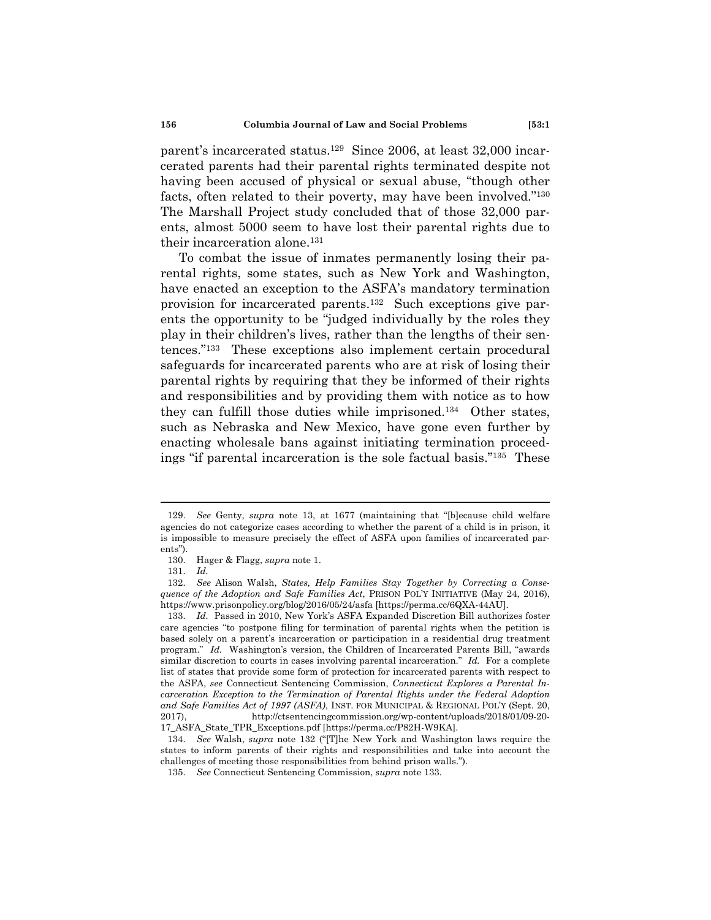parent's incarcerated status.[129] Since 2006, at least 32,000 incarcerated parents had their parental rights terminated despite not having been accused of physical or sexual abuse, "though other facts, often related to their poverty, may have been involved."[130] The Marshall Project study concluded that of those 32,000 parents, almost 5000 seem to have lost their parental rights due to their incarceration alone.[131]

To combat the issue of inmates permanently losing their parental rights, some states, such as New York and Washington, have enacted an exception to the ASFA's mandatory termination provision for incarcerated parents.[132] Such exceptions give parents the opportunity to be "judged individually by the roles they play in their children's lives, rather than the lengths of their sentences."[133] These exceptions also implement certain procedural safeguards for incarcerated parents who are at risk of losing their parental rights by requiring that they be informed of their rights and responsibilities and by providing them with notice as to how they can fulfill those duties while imprisoned.[134] Other states, such as Nebraska and New Mexico, have gone even further by enacting wholesale bans against initiating termination proceedings "if parental incarceration is the sole factual basis."[135] These

---

129. *See* Genty, *supra* note 13, at 1677 (maintaining that "[b]ecause child welfare agencies do not categorize cases according to whether the parent of a child is in prison, it is impossible to measure precisely the effect of ASFA upon families of incarcerated parents").

130. Hager & Flagg, *supra* note 1.

131. *Id.*

132. *See* Alison Walsh, *States, Help Families Stay Together by Correcting a Consequence of the Adoption and Safe Families Act*, PRISON POL'Y INITIATIVE (May 24, 2016), https://www.prisonpolicy.org/blog/2016/05/24/asfa [https://perma.cc/6QXA-44AU].

133. *Id.* Passed in 2010, New York's ASFA Expanded Discretion Bill authorizes foster care agencies "to postpone filing for termination of parental rights when the petition is based solely on a parent's incarceration or participation in a residential drug treatment program." *Id.* Washington's version, the Children of Incarcerated Parents Bill, "awards similar discretion to courts in cases involving parental incarceration." *Id.* For a complete list of states that provide some form of protection for incarcerated parents with respect to the ASFA, *see* Connecticut Sentencing Commission, *Connecticut Explores a Parental Incarceration Exception to the Termination of Parental Rights under the Federal Adoption and Safe Families Act of 1997 (ASFA)*, INST. FOR MUNICIPAL & REGIONAL POL'Y (Sept. 20, 2017), http://ctsentencingcommission.org/wp-content/uploads/2018/01/09-20-17_ASFA_State_TPR_Exceptions.pdf [https://perma.cc/P82H-W9KA].

134. *See* Walsh, *supra* note 132 ("[T]he New York and Washington laws require the states to inform parents of their rights and responsibilities and take into account the challenges of meeting those responsibilities from behind prison walls.").

135. *See* Connecticut Sentencing Commission, *supra* note 133.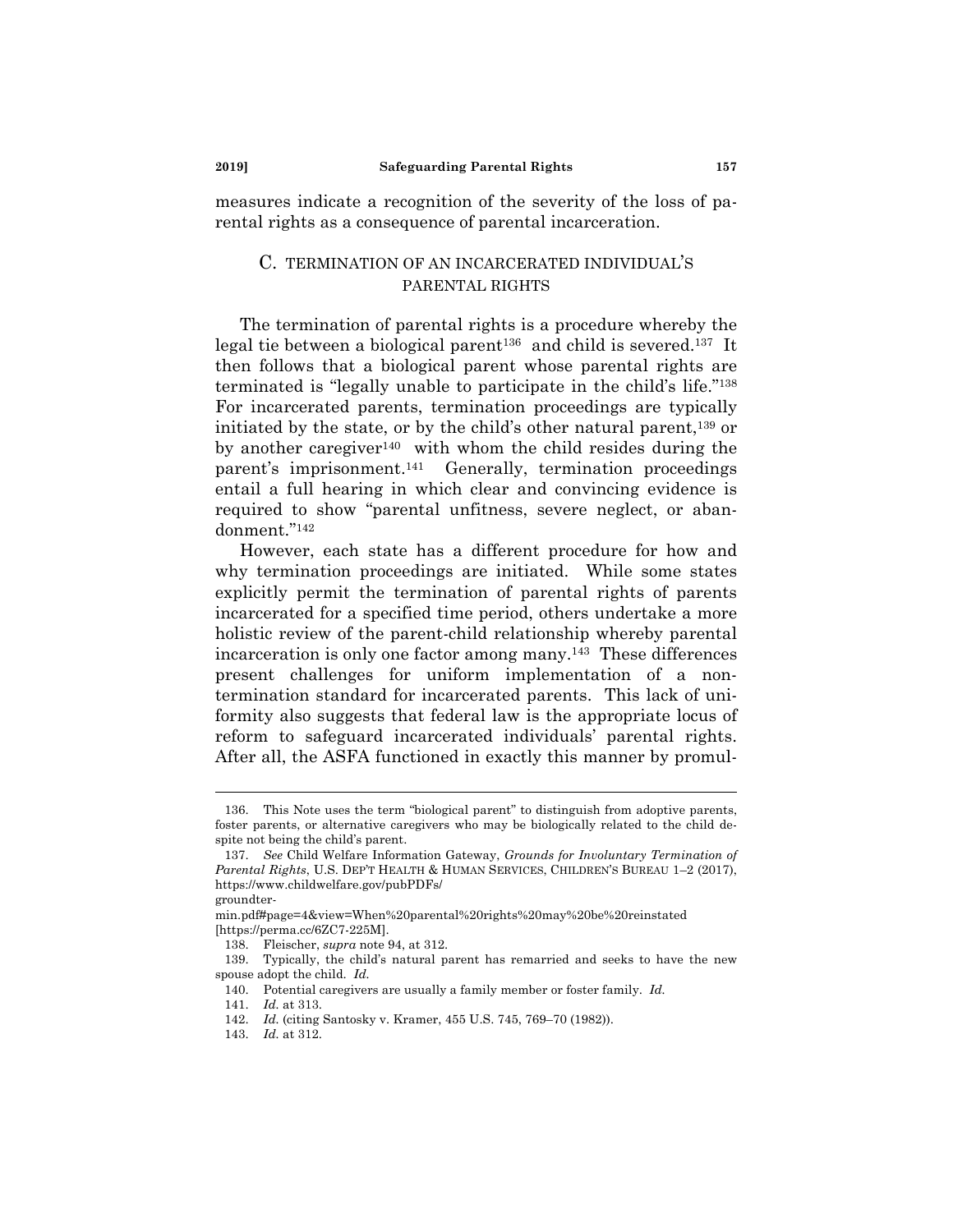measures indicate a recognition of the severity of the loss of parental rights as a consequence of parental incarceration.

### C. TERMINATION OF AN INCARCERATED INDIVIDUAL'S PARENTAL RIGHTS

The termination of parental rights is a procedure whereby the legal tie between a biological parent[136] and child is severed.[137] It then follows that a biological parent whose parental rights are terminated is "legally unable to participate in the child's life."[138] For incarcerated parents, termination proceedings are typically initiated by the state, or by the child's other natural parent,[139] or by another caregiver[140] with whom the child resides during the parent's imprisonment.[141] Generally, termination proceedings entail a full hearing in which clear and convincing evidence is required to show "parental unfitness, severe neglect, or abandonment."[142]

However, each state has a different procedure for how and why termination proceedings are initiated. While some states explicitly permit the termination of parental rights of parents incarcerated for a specified time period, others undertake a more holistic review of the parent-child relationship whereby parental incarceration is only one factor among many.[143] These differences present challenges for uniform implementation of a non-termination standard for incarcerated parents. This lack of uniformity also suggests that federal law is the appropriate locus of reform to safeguard incarcerated individuals' parental rights. After all, the ASFA functioned in exactly this manner by promul-

---

136. This Note uses the term "biological parent" to distinguish from adoptive parents, foster parents, or alternative caregivers who may be biologically related to the child despite not being the child's parent.

137. *See* Child Welfare Information Gateway, *Grounds for Involuntary Termination of Parental Rights*, U.S. DEP'T HEALTH & HUMAN SERVICES, CHILDREN'S BUREAU 1–2 (2017), https://www.childwelfare.gov/pubPDFs/groundtermin.pdf#page=4&view=When%20parental%20rights%20may%20be%20reinstated [https://perma.cc/6ZC7-225M].

138. Fleischer, *supra* note 94, at 312.

139. Typically, the child's natural parent has remarried and seeks to have the new spouse adopt the child. *Id.*

140. Potential caregivers are usually a family member or foster family. *Id.*

141. *Id.* at 313.

142. *Id.* (citing Santosky v. Kramer, 455 U.S. 745, 769–70 (1982)).

143. *Id.* at 312.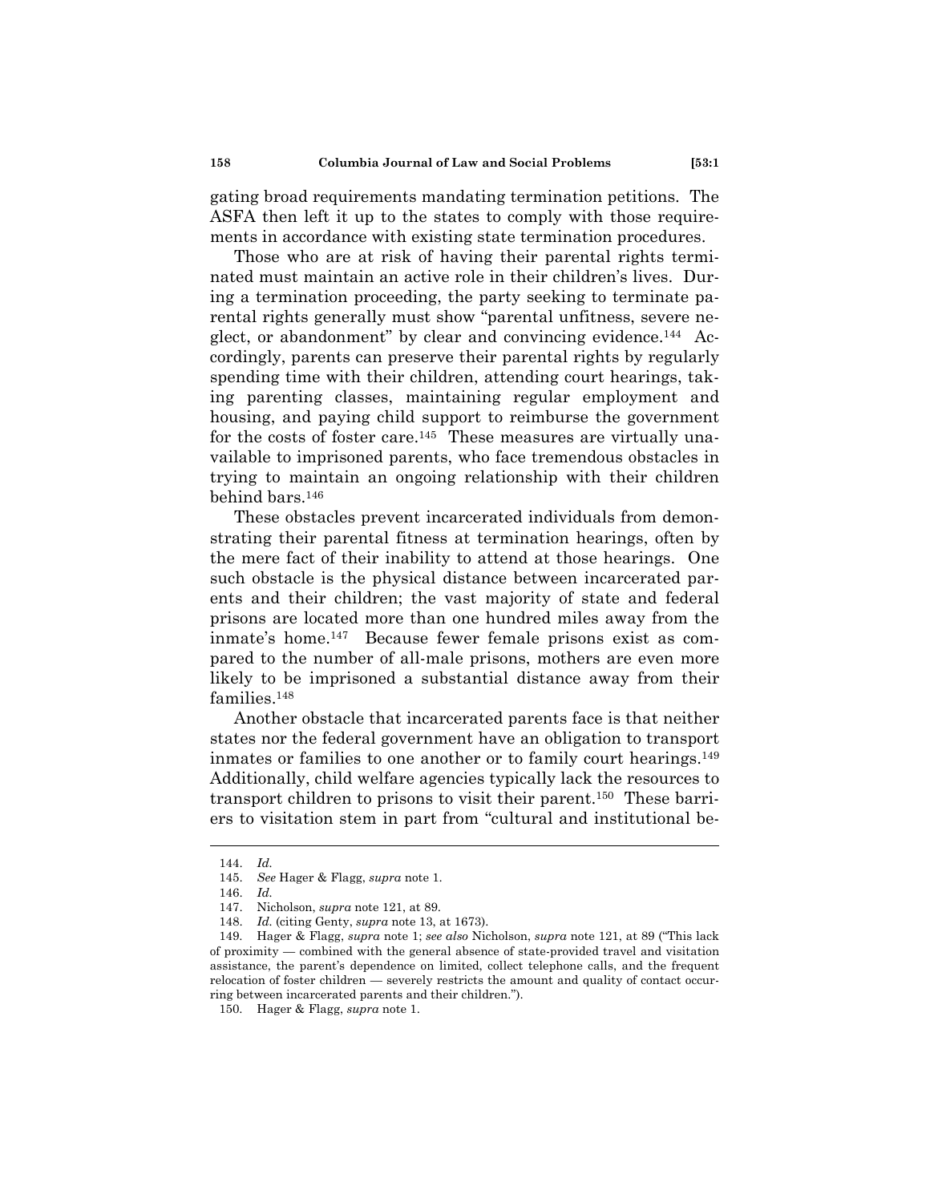gating broad requirements mandating termination petitions. The ASFA then left it up to the states to comply with those requirements in accordance with existing state termination procedures.

Those who are at risk of having their parental rights terminated must maintain an active role in their children's lives. During a termination proceeding, the party seeking to terminate parental rights generally must show "parental unfitness, severe neglect, or abandonment" by clear and convincing evidence.[144] Accordingly, parents can preserve their parental rights by regularly spending time with their children, attending court hearings, taking parenting classes, maintaining regular employment and housing, and paying child support to reimburse the government for the costs of foster care.[145] These measures are virtually unavailable to imprisoned parents, who face tremendous obstacles in trying to maintain an ongoing relationship with their children behind bars.[146]

These obstacles prevent incarcerated individuals from demonstrating their parental fitness at termination hearings, often by the mere fact of their inability to attend at those hearings. One such obstacle is the physical distance between incarcerated parents and their children; the vast majority of state and federal prisons are located more than one hundred miles away from the inmate's home.[147] Because fewer female prisons exist as compared to the number of all-male prisons, mothers are even more likely to be imprisoned a substantial distance away from their families.[148]

Another obstacle that incarcerated parents face is that neither states nor the federal government have an obligation to transport inmates or families to one another or to family court hearings.[149] Additionally, child welfare agencies typically lack the resources to transport children to prisons to visit their parent.[150] These barriers to visitation stem in part from "cultural and institutional be-

---

144. *Id.*

145. *See* Hager & Flagg, *supra* note 1.

146. *Id.*

147. Nicholson, *supra* note 121, at 89.

148. *Id.* (citing Genty, *supra* note 13, at 1673).

149. Hager & Flagg, *supra* note 1; *see also* Nicholson, *supra* note 121, at 89 ("This lack of proximity — combined with the general absence of state-provided travel and visitation assistance, the parent's dependence on limited, collect telephone calls, and the frequent relocation of foster children — severely restricts the amount and quality of contact occurring between incarcerated parents and their children.").

150. Hager & Flagg, *supra* note 1.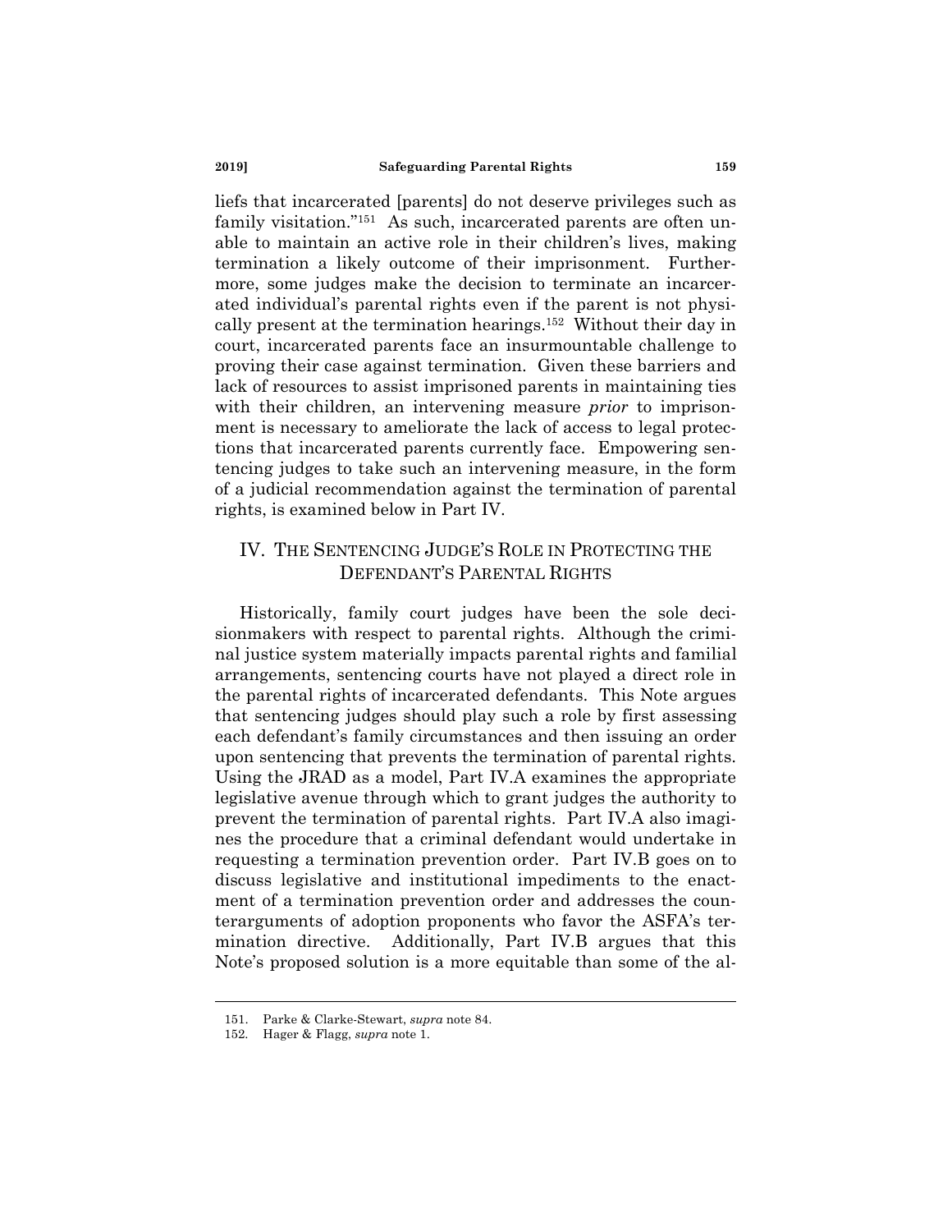liefs that incarcerated [parents] do not deserve privileges such as family visitation."[151] As such, incarcerated parents are often unable to maintain an active role in their children's lives, making termination a likely outcome of their imprisonment. Furthermore, some judges make the decision to terminate an incarcerated individual's parental rights even if the parent is not physically present at the termination hearings.[152] Without their day in court, incarcerated parents face an insurmountable challenge to proving their case against termination. Given these barriers and lack of resources to assist imprisoned parents in maintaining ties with their children, an intervening measure *prior* to imprisonment is necessary to ameliorate the lack of access to legal protections that incarcerated parents currently face. Empowering sentencing judges to take such an intervening measure, in the form of a judicial recommendation against the termination of parental rights, is examined below in Part IV.

## IV. The Sentencing Judge's Role in Protecting the Defendant's Parental Rights

Historically, family court judges have been the sole decisionmakers with respect to parental rights. Although the criminal justice system materially impacts parental rights and familial arrangements, sentencing courts have not played a direct role in the parental rights of incarcerated defendants. This Note argues that sentencing judges should play such a role by first assessing each defendant's family circumstances and then issuing an order upon sentencing that prevents the termination of parental rights. Using the JRAD as a model, Part IV.A examines the appropriate legislative avenue through which to grant judges the authority to prevent the termination of parental rights. Part IV.A also imagines the procedure that a criminal defendant would undertake in requesting a termination prevention order. Part IV.B goes on to discuss legislative and institutional impediments to the enactment of a termination prevention order and addresses the counterarguments of adoption proponents who favor the ASFA's termination directive. Additionally, Part IV.B argues that this Note's proposed solution is a more equitable than some of the al-

151. Parke & Clarke-Stewart, *supra* note 84.

152. Hager & Flagg, *supra* note 1.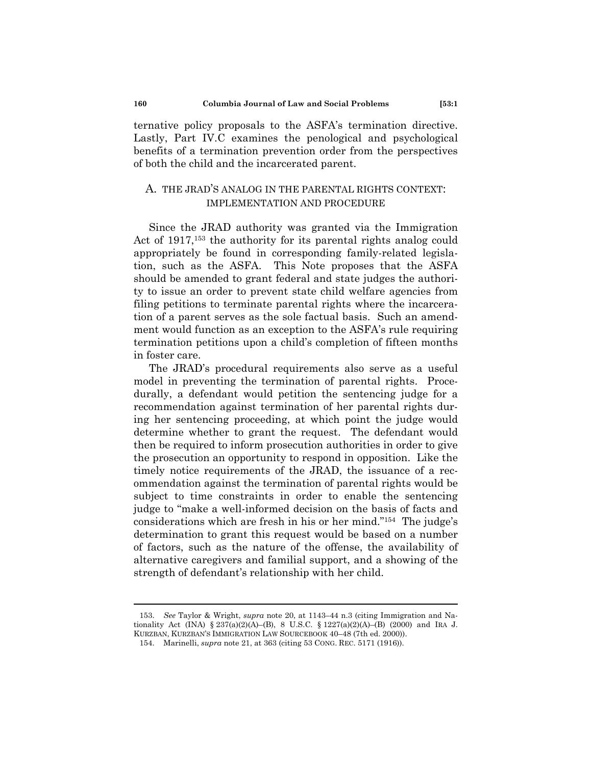ternative policy proposals to the ASFA's termination directive. Lastly, Part IV.C examines the penological and psychological benefits of a termination prevention order from the perspectives of both the child and the incarcerated parent.

## A. THE JRAD'S ANALOG IN THE PARENTAL RIGHTS CONTEXT: IMPLEMENTATION AND PROCEDURE

Since the JRAD authority was granted via the Immigration Act of 1917,[153] the authority for its parental rights analog could appropriately be found in corresponding family-related legislation, such as the ASFA. This Note proposes that the ASFA should be amended to grant federal and state judges the authority to issue an order to prevent state child welfare agencies from filing petitions to terminate parental rights where the incarceration of a parent serves as the sole factual basis. Such an amendment would function as an exception to the ASFA's rule requiring termination petitions upon a child's completion of fifteen months in foster care.

The JRAD's procedural requirements also serve as a useful model in preventing the termination of parental rights. Procedurally, a defendant would petition the sentencing judge for a recommendation against termination of her parental rights during her sentencing proceeding, at which point the judge would determine whether to grant the request. The defendant would then be required to inform prosecution authorities in order to give the prosecution an opportunity to respond in opposition. Like the timely notice requirements of the JRAD, the issuance of a recommendation against the termination of parental rights would be subject to time constraints in order to enable the sentencing judge to "make a well-informed decision on the basis of facts and considerations which are fresh in his or her mind."[154] The judge's determination to grant this request would be based on a number of factors, such as the nature of the offense, the availability of alternative caregivers and familial support, and a showing of the strength of defendant's relationship with her child.

---

153. *See* Taylor & Wright, *supra* note 20, at 1143–44 n.3 (citing Immigration and Nationality Act (INA) § 237(a)(2)(A)–(B), 8 U.S.C. § 1227(a)(2)(A)–(B) (2000) and IRA J. KURZBAN, KURZBAN'S IMMIGRATION LAW SOURCEBOOK 40–48 (7th ed. 2000)).

154. Marinelli, *supra* note 21, at 363 (citing 53 CONG. REC. 5171 (1916)).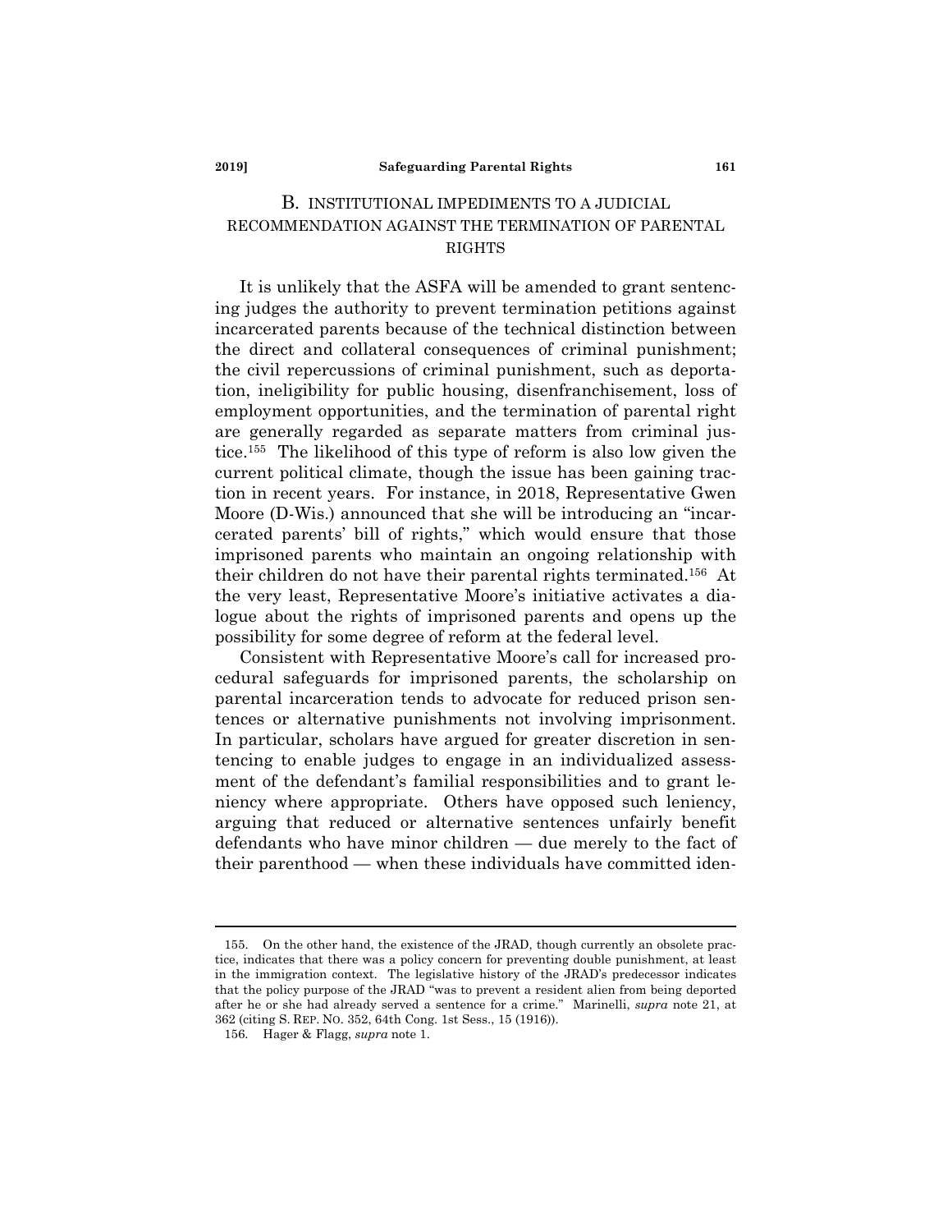### B. INSTITUTIONAL IMPEDIMENTS TO A JUDICIAL RECOMMENDATION AGAINST THE TERMINATION OF PARENTAL RIGHTS

It is unlikely that the ASFA will be amended to grant sentencing judges the authority to prevent termination petitions against incarcerated parents because of the technical distinction between the direct and collateral consequences of criminal punishment; the civil repercussions of criminal punishment, such as deportation, ineligibility for public housing, disenfranchisement, loss of employment opportunities, and the termination of parental right are generally regarded as separate matters from criminal justice.[155] The likelihood of this type of reform is also low given the current political climate, though the issue has been gaining traction in recent years. For instance, in 2018, Representative Gwen Moore (D-Wis.) announced that she will be introducing an "incarcerated parents' bill of rights," which would ensure that those imprisoned parents who maintain an ongoing relationship with their children do not have their parental rights terminated.[156] At the very least, Representative Moore's initiative activates a dialogue about the rights of imprisoned parents and opens up the possibility for some degree of reform at the federal level.

Consistent with Representative Moore's call for increased procedural safeguards for imprisoned parents, the scholarship on parental incarceration tends to advocate for reduced prison sentences or alternative punishments not involving imprisonment. In particular, scholars have argued for greater discretion in sentencing to enable judges to engage in an individualized assessment of the defendant's familial responsibilities and to grant leniency where appropriate. Others have opposed such leniency, arguing that reduced or alternative sentences unfairly benefit defendants who have minor children — due merely to the fact of their parenthood — when these individuals have committed iden-

---

155. On the other hand, the existence of the JRAD, though currently an obsolete practice, indicates that there was a policy concern for preventing double punishment, at least in the immigration context. The legislative history of the JRAD's predecessor indicates that the policy purpose of the JRAD "was to prevent a resident alien from being deported after he or she had already served a sentence for a crime." Marinelli, *supra* note 21, at 362 (citing S. REP. NO. 352, 64th Cong. 1st Sess., 15 (1916)).

156. Hager & Flagg, *supra* note 1.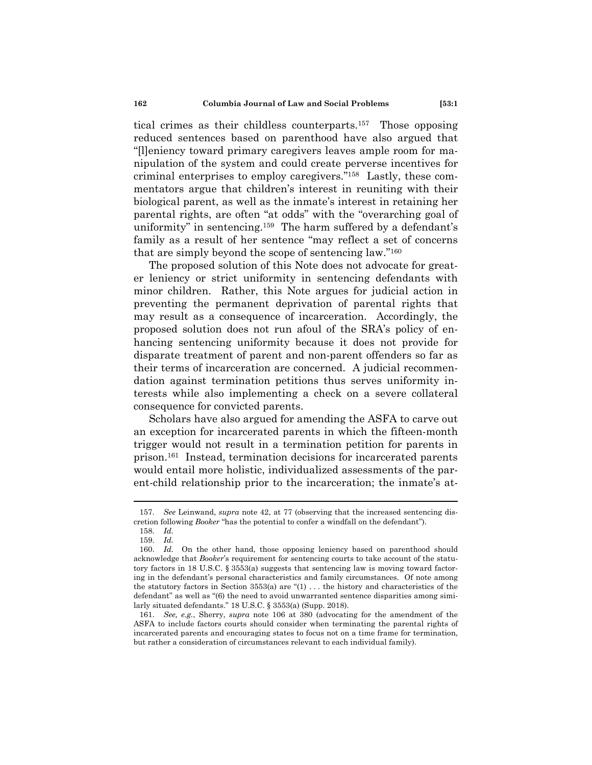tical crimes as their childless counterparts.[157] Those opposing reduced sentences based on parenthood have also argued that "[l]eniency toward primary caregivers leaves ample room for manipulation of the system and could create perverse incentives for criminal enterprises to employ caregivers."[158] Lastly, these commentators argue that children's interest in reuniting with their biological parent, as well as the inmate's interest in retaining her parental rights, are often "at odds" with the "overarching goal of uniformity" in sentencing.[159] The harm suffered by a defendant's family as a result of her sentence "may reflect a set of concerns that are simply beyond the scope of sentencing law."[160]

The proposed solution of this Note does not advocate for greater leniency or strict uniformity in sentencing defendants with minor children. Rather, this Note argues for judicial action in preventing the permanent deprivation of parental rights that may result as a consequence of incarceration. Accordingly, the proposed solution does not run afoul of the SRA's policy of enhancing sentencing uniformity because it does not provide for disparate treatment of parent and non-parent offenders so far as their terms of incarceration are concerned. A judicial recommendation against termination petitions thus serves uniformity interests while also implementing a check on a severe collateral consequence for convicted parents.

Scholars have also argued for amending the ASFA to carve out an exception for incarcerated parents in which the fifteen-month trigger would not result in a termination petition for parents in prison.[161] Instead, termination decisions for incarcerated parents would entail more holistic, individualized assessments of the parent-child relationship prior to the incarceration; the inmate's at-

---

157. *See* Leinwand, *supra* note 42, at 77 (observing that the increased sentencing discretion following *Booker* "has the potential to confer a windfall on the defendant").

158. *Id.*

159. *Id.*

160. *Id.* On the other hand, those opposing leniency based on parenthood should acknowledge that *Booker*'s requirement for sentencing courts to take account of the statutory factors in 18 U.S.C. § 3553(a) suggests that sentencing law is moving toward factoring in the defendant's personal characteristics and family circumstances. Of note among the statutory factors in Section 3553(a) are "(1) . . . the history and characteristics of the defendant" as well as "(6) the need to avoid unwarranted sentence disparities among similarly situated defendants." 18 U.S.C. § 3553(a) (Supp. 2018).

161. *See, e.g.*, Sherry, *supra* note 106 at 380 (advocating for the amendment of the ASFA to include factors courts should consider when terminating the parental rights of incarcerated parents and encouraging states to focus not on a time frame for termination, but rather a consideration of circumstances relevant to each individual family).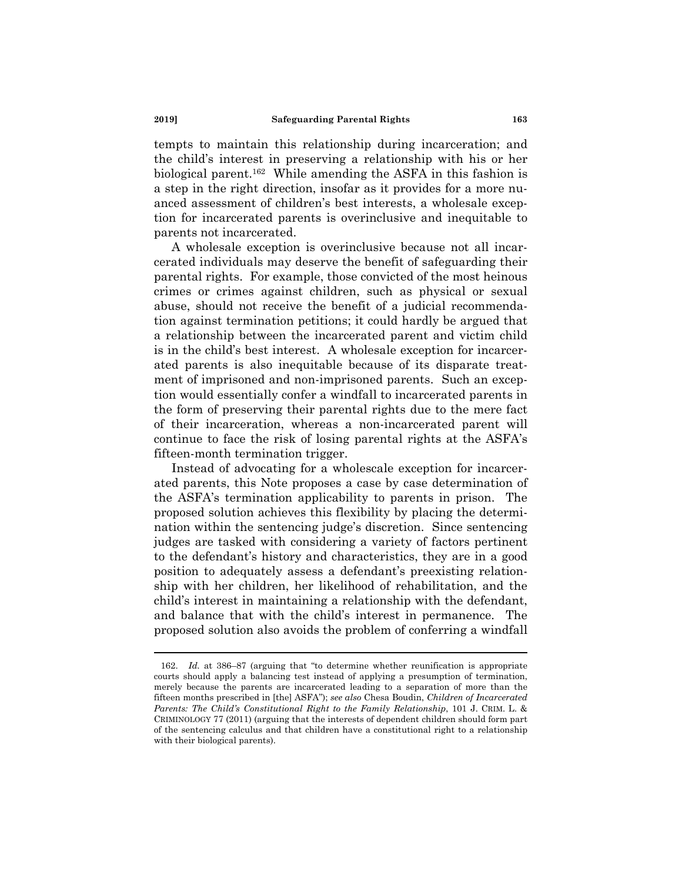tempts to maintain this relationship during incarceration; and the child's interest in preserving a relationship with his or her biological parent.[162] While amending the ASFA in this fashion is a step in the right direction, insofar as it provides for a more nuanced assessment of children's best interests, a wholesale exception for incarcerated parents is overinclusive and inequitable to parents not incarcerated.

A wholesale exception is overinclusive because not all incarcerated individuals may deserve the benefit of safeguarding their parental rights. For example, those convicted of the most heinous crimes or crimes against children, such as physical or sexual abuse, should not receive the benefit of a judicial recommendation against termination petitions; it could hardly be argued that a relationship between the incarcerated parent and victim child is in the child's best interest. A wholesale exception for incarcerated parents is also inequitable because of its disparate treatment of imprisoned and non-imprisoned parents. Such an exception would essentially confer a windfall to incarcerated parents in the form of preserving their parental rights due to the mere fact of their incarceration, whereas a non-incarcerated parent will continue to face the risk of losing parental rights at the ASFA's fifteen-month termination trigger.

Instead of advocating for a wholescale exception for incarcerated parents, this Note proposes a case by case determination of the ASFA's termination applicability to parents in prison. The proposed solution achieves this flexibility by placing the determination within the sentencing judge's discretion. Since sentencing judges are tasked with considering a variety of factors pertinent to the defendant's history and characteristics, they are in a good position to adequately assess a defendant's preexisting relationship with her children, her likelihood of rehabilitation, and the child's interest in maintaining a relationship with the defendant, and balance that with the child's interest in permanence. The proposed solution also avoids the problem of conferring a windfall

---

162. *Id.* at 386–87 (arguing that "to determine whether reunification is appropriate courts should apply a balancing test instead of applying a presumption of termination, merely because the parents are incarcerated leading to a separation of more than the fifteen months prescribed in [the] ASFA"); *see also* Chesa Boudin, *Children of Incarcerated Parents: The Child's Constitutional Right to the Family Relationship*, 101 J. CRIM. L. & CRIMINOLOGY 77 (2011) (arguing that the interests of dependent children should form part of the sentencing calculus and that children have a constitutional right to a relationship with their biological parents).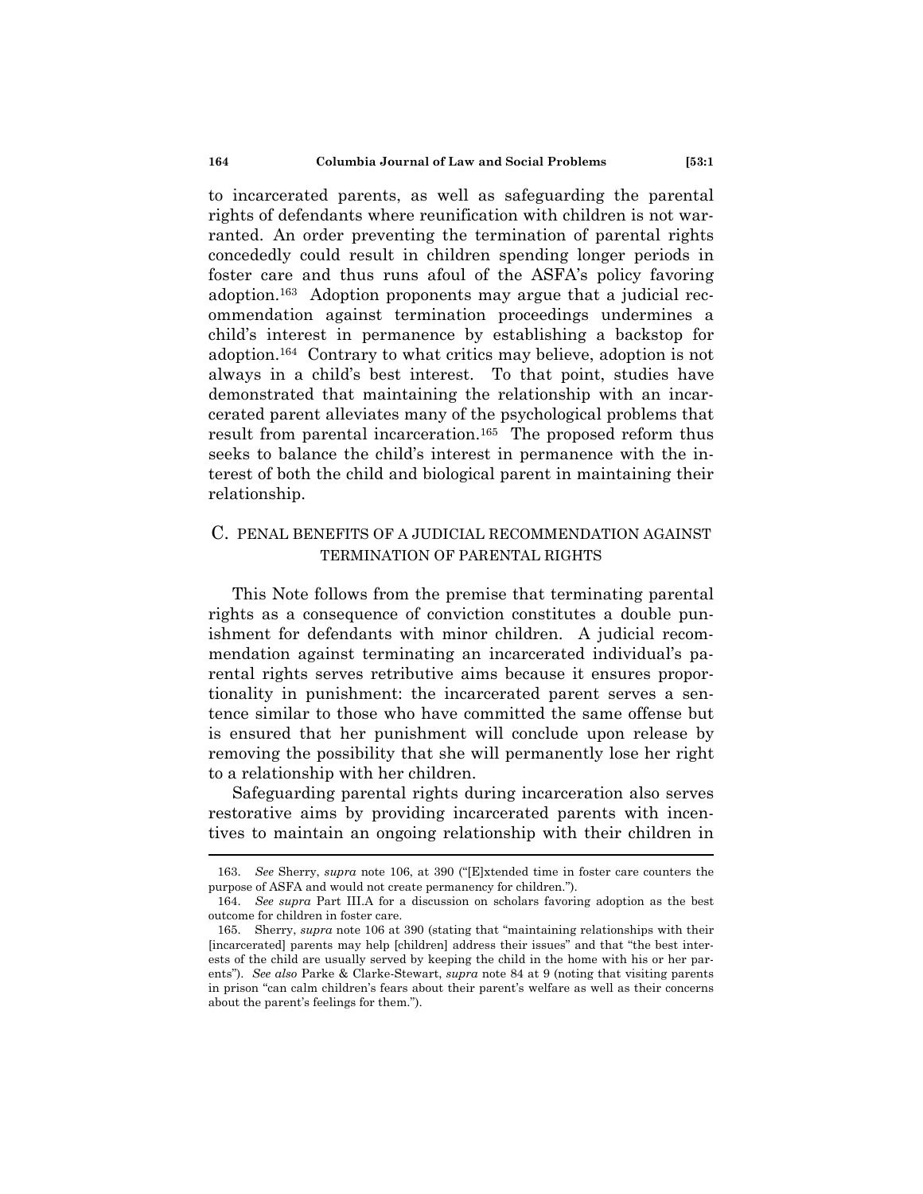to incarcerated parents, as well as safeguarding the parental rights of defendants where reunification with children is not warranted. An order preventing the termination of parental rights concededly could result in children spending longer periods in foster care and thus runs afoul of the ASFA's policy favoring adoption.[163] Adoption proponents may argue that a judicial recommendation against termination proceedings undermines a child's interest in permanence by establishing a backstop for adoption.[164] Contrary to what critics may believe, adoption is not always in a child's best interest. To that point, studies have demonstrated that maintaining the relationship with an incarcerated parent alleviates many of the psychological problems that result from parental incarceration.[165] The proposed reform thus seeks to balance the child's interest in permanence with the interest of both the child and biological parent in maintaining their relationship.

### C. PENAL BENEFITS OF A JUDICIAL RECOMMENDATION AGAINST TERMINATION OF PARENTAL RIGHTS

This Note follows from the premise that terminating parental rights as a consequence of conviction constitutes a double punishment for defendants with minor children. A judicial recommendation against terminating an incarcerated individual's parental rights serves retributive aims because it ensures proportionality in punishment: the incarcerated parent serves a sentence similar to those who have committed the same offense but is ensured that her punishment will conclude upon release by removing the possibility that she will permanently lose her right to a relationship with her children.

Safeguarding parental rights during incarceration also serves restorative aims by providing incarcerated parents with incentives to maintain an ongoing relationship with their children in

---

163. *See* Sherry, *supra* note 106, at 390 ("[E]xtended time in foster care counters the purpose of ASFA and would not create permanency for children.").

164. *See supra* Part III.A for a discussion on scholars favoring adoption as the best outcome for children in foster care.

165. Sherry, *supra* note 106 at 390 (stating that "maintaining relationships with their [incarcerated] parents may help [children] address their issues" and that "the best interests of the child are usually served by keeping the child in the home with his or her parents"). *See also* Parke & Clarke-Stewart, *supra* note 84 at 9 (noting that visiting parents in prison "can calm children's fears about their parent's welfare as well as their concerns about the parent's feelings for them.").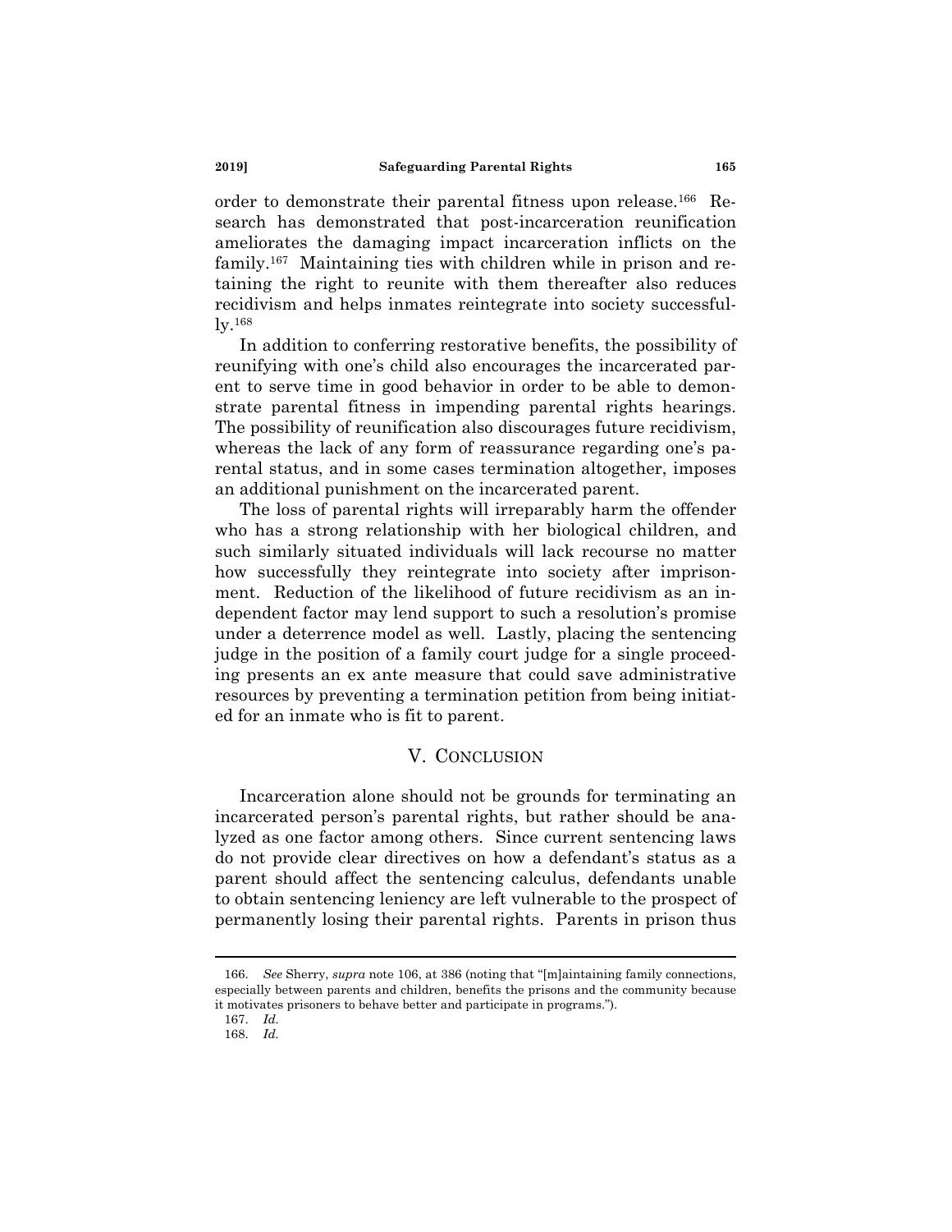order to demonstrate their parental fitness upon release.[166] Research has demonstrated that post-incarceration reunification ameliorates the damaging impact incarceration inflicts on the family.[167] Maintaining ties with children while in prison and retaining the right to reunite with them thereafter also reduces recidivism and helps inmates reintegrate into society successfully.[168]

In addition to conferring restorative benefits, the possibility of reunifying with one's child also encourages the incarcerated parent to serve time in good behavior in order to be able to demonstrate parental fitness in impending parental rights hearings. The possibility of reunification also discourages future recidivism, whereas the lack of any form of reassurance regarding one's parental status, and in some cases termination altogether, imposes an additional punishment on the incarcerated parent.

The loss of parental rights will irreparably harm the offender who has a strong relationship with her biological children, and such similarly situated individuals will lack recourse no matter how successfully they reintegrate into society after imprisonment. Reduction of the likelihood of future recidivism as an independent factor may lend support to such a resolution's promise under a deterrence model as well. Lastly, placing the sentencing judge in the position of a family court judge for a single proceeding presents an ex ante measure that could save administrative resources by preventing a termination petition from being initiated for an inmate who is fit to parent.

## V. CONCLUSION

Incarceration alone should not be grounds for terminating an incarcerated person's parental rights, but rather should be analyzed as one factor among others. Since current sentencing laws do not provide clear directives on how a defendant's status as a parent should affect the sentencing calculus, defendants unable to obtain sentencing leniency are left vulnerable to the prospect of permanently losing their parental rights. Parents in prison thus

---

166. *See* Sherry, *supra* note 106, at 386 (noting that "[m]aintaining family connections, especially between parents and children, benefits the prisons and the community because it motivates prisoners to behave better and participate in programs.").

167. *Id.*

168. *Id.*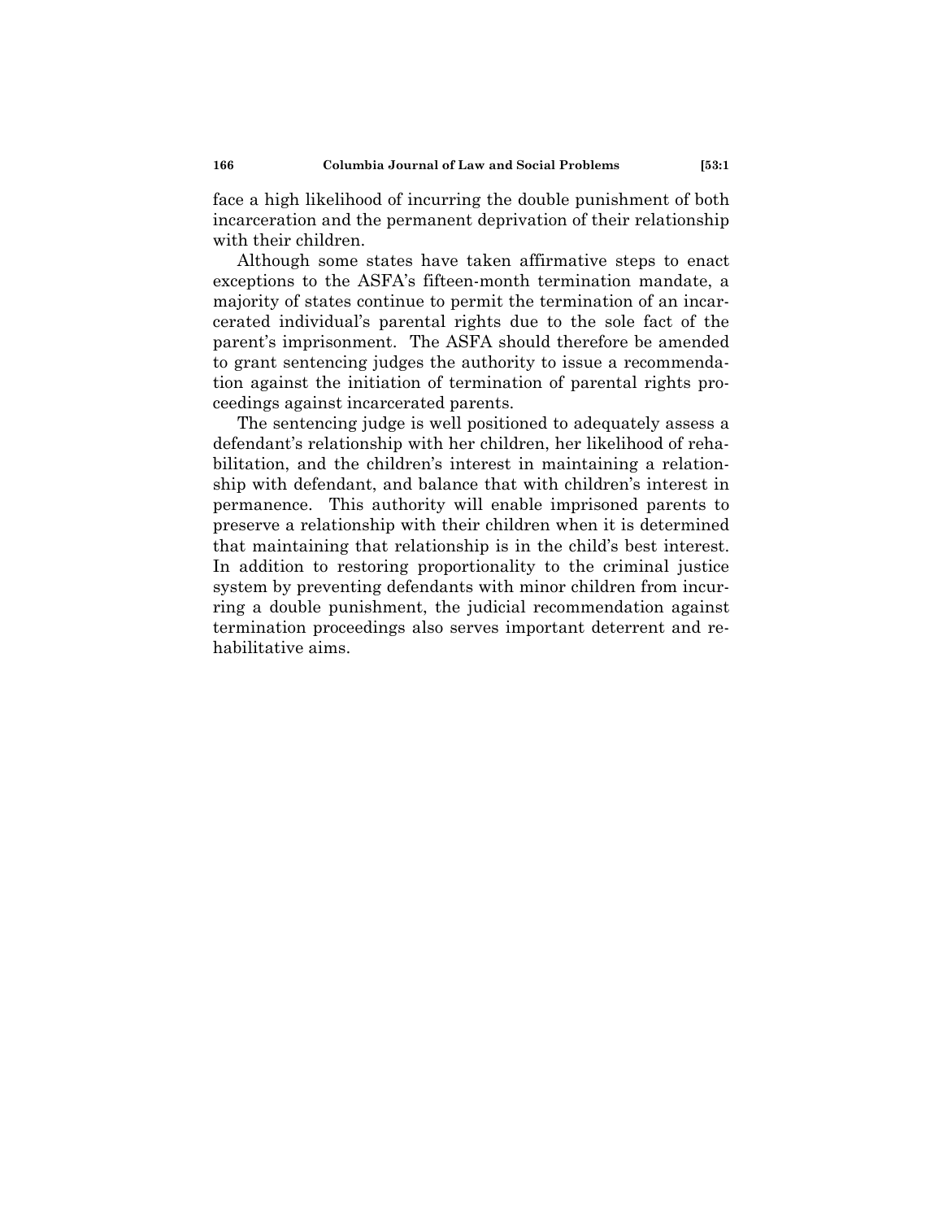face a high likelihood of incurring the double punishment of both incarceration and the permanent deprivation of their relationship with their children.

Although some states have taken affirmative steps to enact exceptions to the ASFA's fifteen-month termination mandate, a majority of states continue to permit the termination of an incarcerated individual's parental rights due to the sole fact of the parent's imprisonment. The ASFA should therefore be amended to grant sentencing judges the authority to issue a recommendation against the initiation of termination of parental rights proceedings against incarcerated parents.

The sentencing judge is well positioned to adequately assess a defendant's relationship with her children, her likelihood of rehabilitation, and the children's interest in maintaining a relationship with defendant, and balance that with children's interest in permanence. This authority will enable imprisoned parents to preserve a relationship with their children when it is determined that maintaining that relationship is in the child's best interest. In addition to restoring proportionality to the criminal justice system by preventing defendants with minor children from incurring a double punishment, the judicial recommendation against termination proceedings also serves important deterrent and rehabilitative aims.